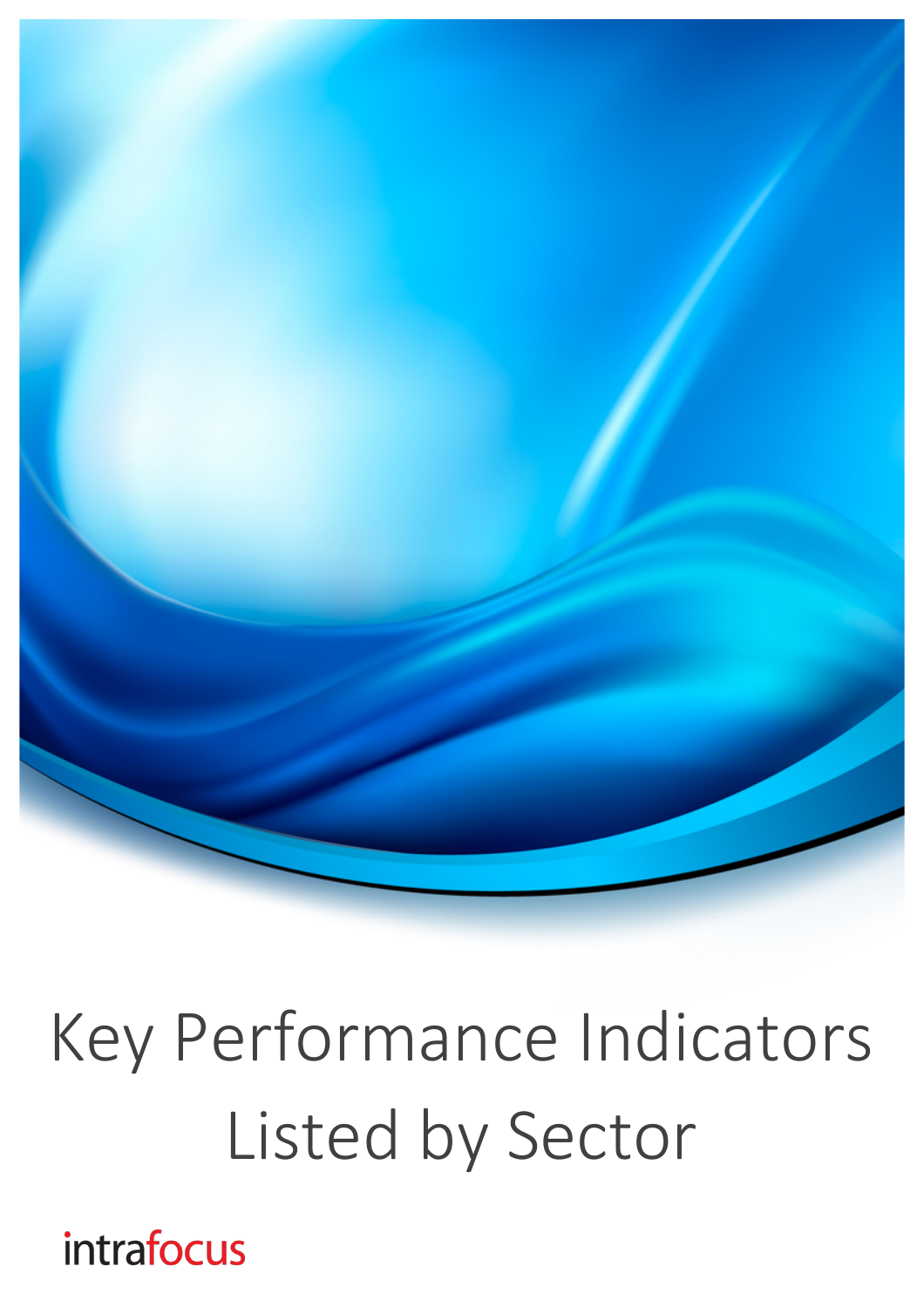# Key Performance Indicators Listed by Sector

intrafocus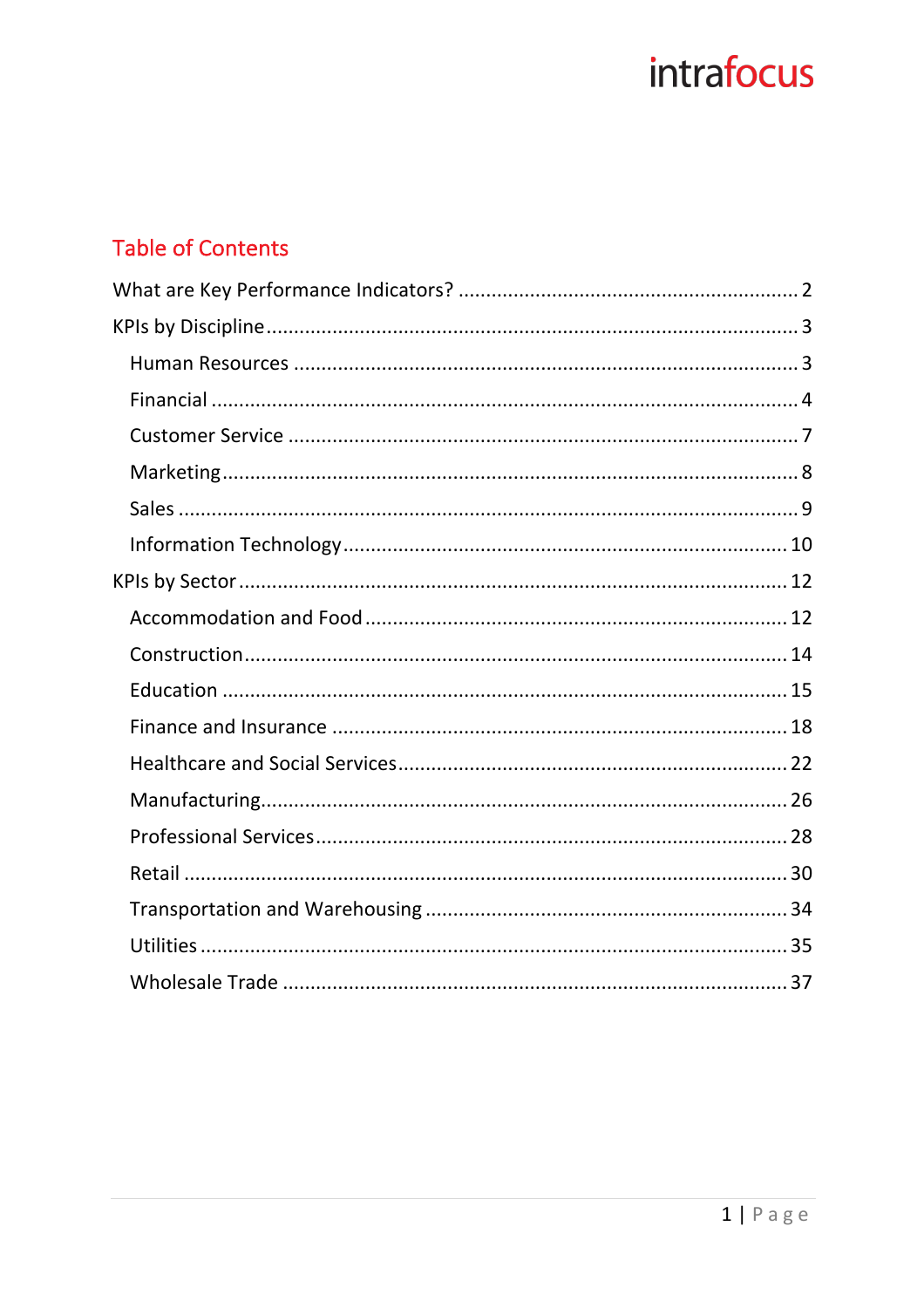## Table of Contents

What are Key Performance Indicators? ............................................................ 2

KPIs by Discipline ............................................................................................ 3

- Human Resources ......................................................................................... 3
- Financial ....................................................................................................... 4
- Customer Service .......................................................................................... 7
- Marketing ..................................................................................................... 8
- Sales ............................................................................................................. 9
- Information Technology ............................................................................... 10

KPIs by Sector ................................................................................................. 12

- Accommodation and Food ........................................................................... 12
- Construction ................................................................................................ 14
- Education ..................................................................................................... 15
- Finance and Insurance ................................................................................. 18
- Healthcare and Social Services ..................................................................... 22
- Manufacturing ............................................................................................. 26
- Professional Services ................................................................................... 28
- Retail ........................................................................................................... 30
- Transportation and Warehousing ................................................................ 34
- Utilities ........................................................................................................ 35
- Wholesale Trade .......................................................................................... 37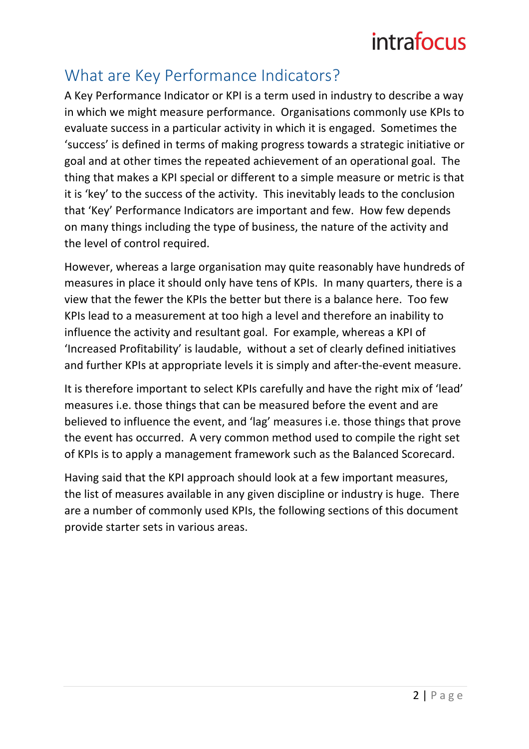## What are Key Performance Indicators?

A Key Performance Indicator or KPI is a term used in industry to describe a way in which we might measure performance. Organisations commonly use KPIs to evaluate success in a particular activity in which it is engaged. Sometimes the 'success' is defined in terms of making progress towards a strategic initiative or goal and at other times the repeated achievement of an operational goal. The thing that makes a KPI special or different to a simple measure or metric is that it is 'key' to the success of the activity. This inevitably leads to the conclusion that 'Key' Performance Indicators are important and few. How few depends on many things including the type of business, the nature of the activity and the level of control required.

However, whereas a large organisation may quite reasonably have hundreds of measures in place it should only have tens of KPIs. In many quarters, there is a view that the fewer the KPIs the better but there is a balance here. Too few KPIs lead to a measurement at too high a level and therefore an inability to influence the activity and resultant goal. For example, whereas a KPI of 'Increased Profitability' is laudable, without a set of clearly defined initiatives and further KPIs at appropriate levels it is simply and after-the-event measure.

It is therefore important to select KPIs carefully and have the right mix of 'lead' measures i.e. those things that can be measured before the event and are believed to influence the event, and 'lag' measures i.e. those things that prove the event has occurred. A very common method used to compile the right set of KPIs is to apply a management framework such as the Balanced Scorecard.

Having said that the KPI approach should look at a few important measures, the list of measures available in any given discipline or industry is huge. There are a number of commonly used KPIs, the following sections of this document provide starter sets in various areas.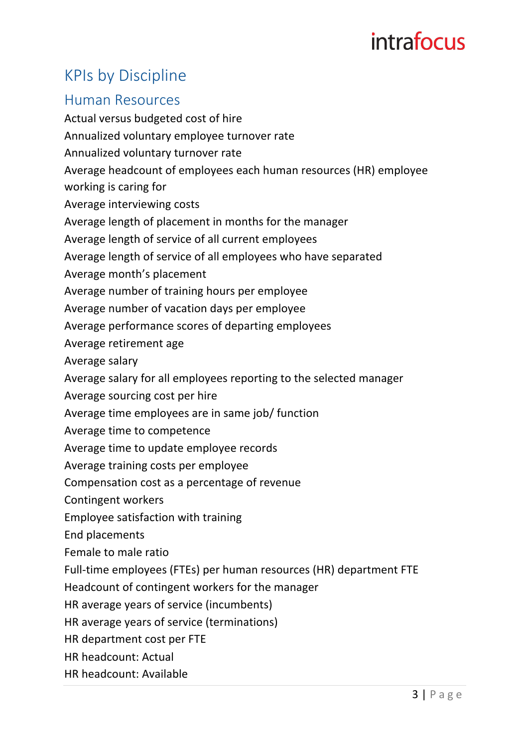# KPIs by Discipline

## Human Resources

Actual versus budgeted cost of hire

Annualized voluntary employee turnover rate

Annualized voluntary turnover rate

Average headcount of employees each human resources (HR) employee working is caring for

Average interviewing costs

Average length of placement in months for the manager

Average length of service of all current employees

Average length of service of all employees who have separated

Average month's placement

Average number of training hours per employee

Average number of vacation days per employee

Average performance scores of departing employees

Average retirement age

Average salary

Average salary for all employees reporting to the selected manager

Average sourcing cost per hire

Average time employees are in same job/ function

Average time to competence

Average time to update employee records

Average training costs per employee

Compensation cost as a percentage of revenue

Contingent workers

Employee satisfaction with training

End placements

Female to male ratio

Full-time employees (FTEs) per human resources (HR) department FTE

Headcount of contingent workers for the manager

HR average years of service (incumbents)

HR average years of service (terminations)

HR department cost per FTE

HR headcount: Actual

HR headcount: Available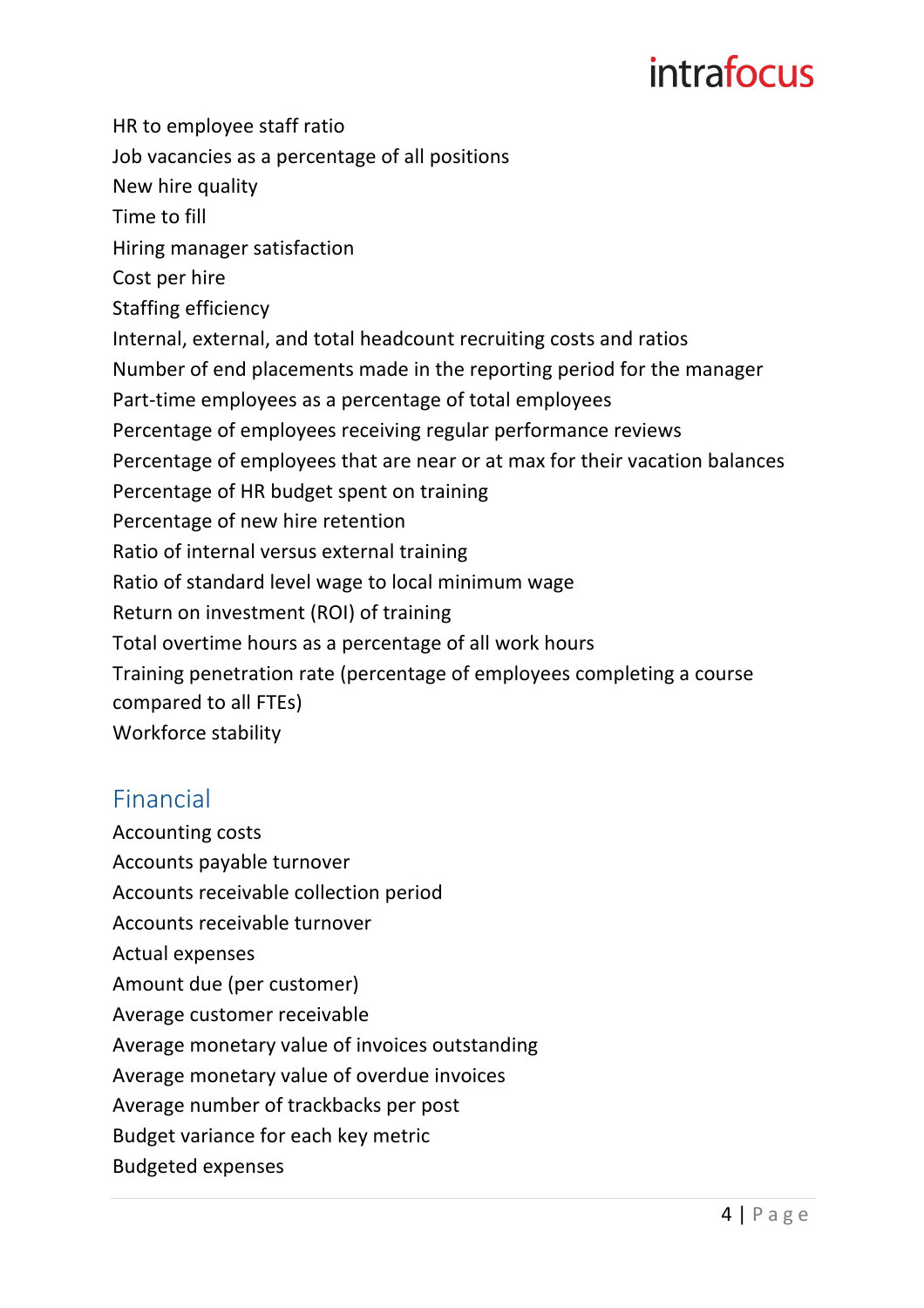HR to employee staff ratio
Job vacancies as a percentage of all positions
New hire quality
Time to fill
Hiring manager satisfaction
Cost per hire
Staffing efficiency
Internal, external, and total headcount recruiting costs and ratios
Number of end placements made in the reporting period for the manager
Part-time employees as a percentage of total employees
Percentage of employees receiving regular performance reviews
Percentage of employees that are near or at max for their vacation balances
Percentage of HR budget spent on training
Percentage of new hire retention
Ratio of internal versus external training
Ratio of standard level wage to local minimum wage
Return on investment (ROI) of training
Total overtime hours as a percentage of all work hours
Training penetration rate (percentage of employees completing a course compared to all FTEs)
Workforce stability

## Financial

Accounting costs
Accounts payable turnover
Accounts receivable collection period
Accounts receivable turnover
Actual expenses
Amount due (per customer)
Average customer receivable
Average monetary value of invoices outstanding
Average monetary value of overdue invoices
Average number of trackbacks per post
Budget variance for each key metric
Budgeted expenses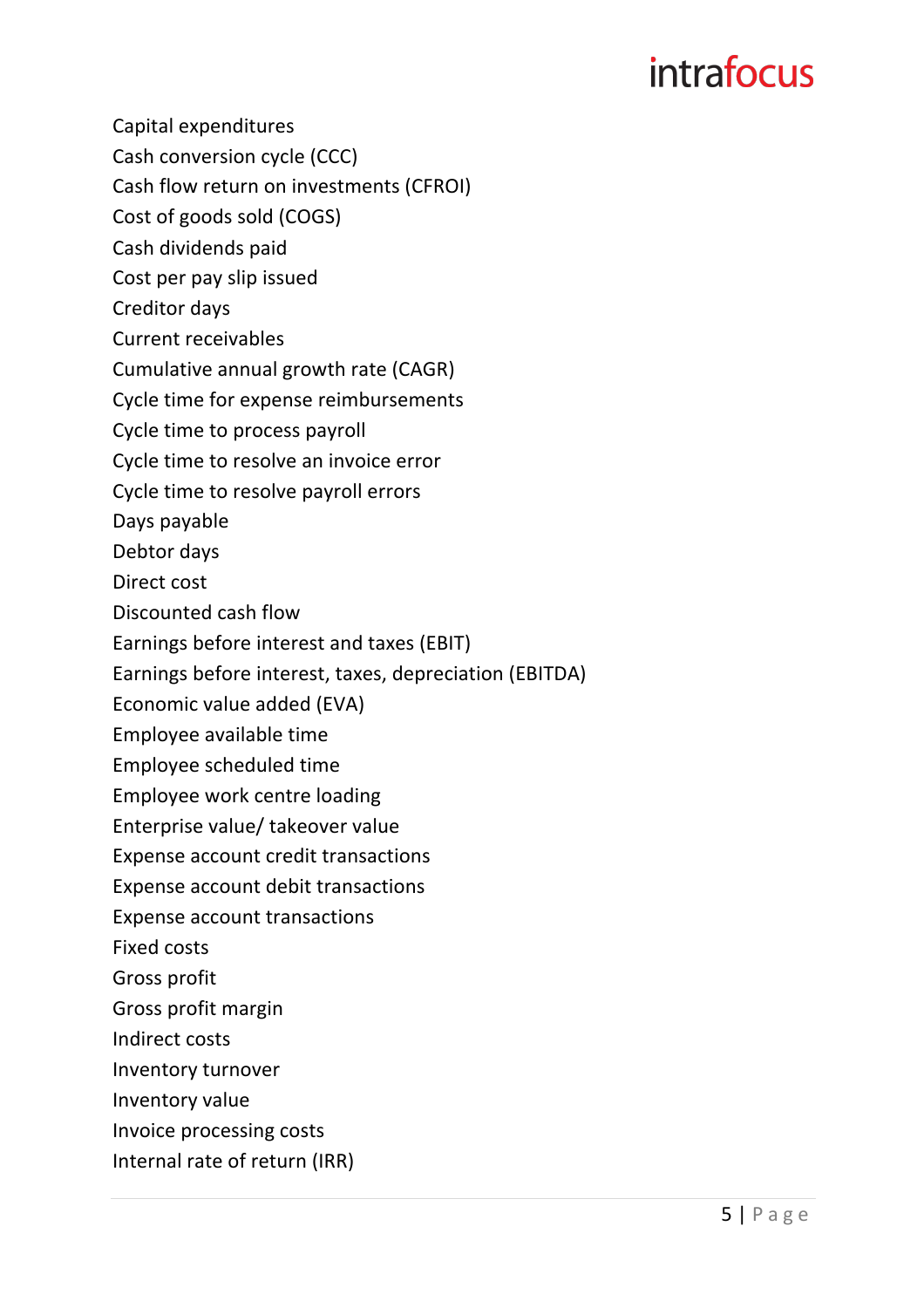Capital expenditures
Cash conversion cycle (CCC)
Cash flow return on investments (CFROI)
Cost of goods sold (COGS)
Cash dividends paid
Cost per pay slip issued
Creditor days
Current receivables
Cumulative annual growth rate (CAGR)
Cycle time for expense reimbursements
Cycle time to process payroll
Cycle time to resolve an invoice error
Cycle time to resolve payroll errors
Days payable
Debtor days
Direct cost
Discounted cash flow
Earnings before interest and taxes (EBIT)
Earnings before interest, taxes, depreciation (EBITDA)
Economic value added (EVA)
Employee available time
Employee scheduled time
Employee work centre loading
Enterprise value/ takeover value
Expense account credit transactions
Expense account debit transactions
Expense account transactions
Fixed costs
Gross profit
Gross profit margin
Indirect costs
Inventory turnover
Inventory value
Invoice processing costs
Internal rate of return (IRR)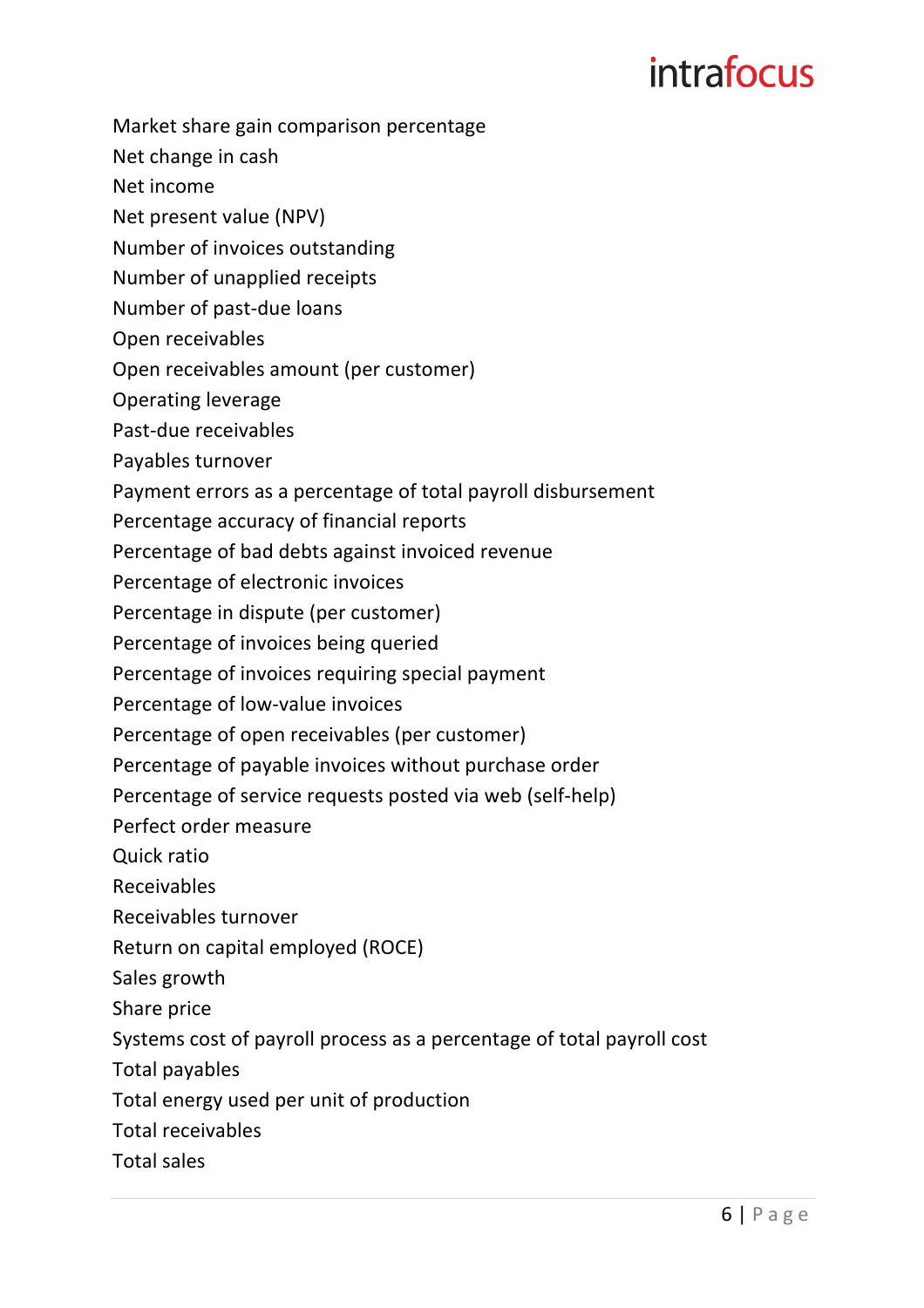Market share gain comparison percentage
Net change in cash
Net income
Net present value (NPV)
Number of invoices outstanding
Number of unapplied receipts
Number of past-due loans
Open receivables
Open receivables amount (per customer)
Operating leverage
Past-due receivables
Payables turnover
Payment errors as a percentage of total payroll disbursement
Percentage accuracy of financial reports
Percentage of bad debts against invoiced revenue
Percentage of electronic invoices
Percentage in dispute (per customer)
Percentage of invoices being queried
Percentage of invoices requiring special payment
Percentage of low-value invoices
Percentage of open receivables (per customer)
Percentage of payable invoices without purchase order
Percentage of service requests posted via web (self-help)
Perfect order measure
Quick ratio
Receivables
Receivables turnover
Return on capital employed (ROCE)
Sales growth
Share price
Systems cost of payroll process as a percentage of total payroll cost
Total payables
Total energy used per unit of production
Total receivables
Total sales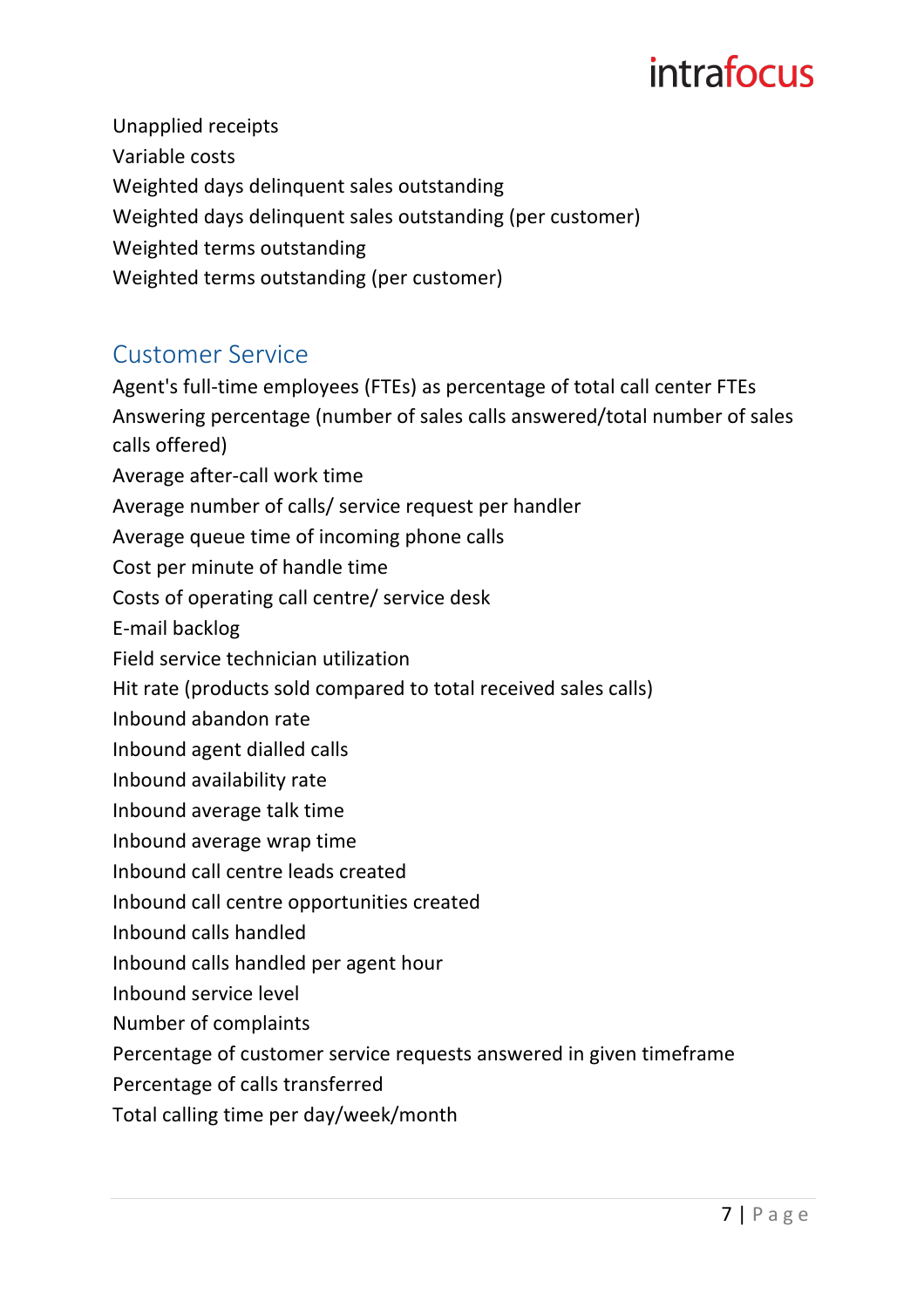Unapplied receipts
Variable costs
Weighted days delinquent sales outstanding
Weighted days delinquent sales outstanding (per customer)
Weighted terms outstanding
Weighted terms outstanding (per customer)

## Customer Service

Agent's full-time employees (FTEs) as percentage of total call center FTEs
Answering percentage (number of sales calls answered/total number of sales calls offered)
Average after-call work time
Average number of calls/ service request per handler
Average queue time of incoming phone calls
Cost per minute of handle time
Costs of operating call centre/ service desk
E-mail backlog
Field service technician utilization
Hit rate (products sold compared to total received sales calls)
Inbound abandon rate
Inbound agent dialled calls
Inbound availability rate
Inbound average talk time
Inbound average wrap time
Inbound call centre leads created
Inbound call centre opportunities created
Inbound calls handled
Inbound calls handled per agent hour
Inbound service level
Number of complaints
Percentage of customer service requests answered in given timeframe
Percentage of calls transferred
Total calling time per day/week/month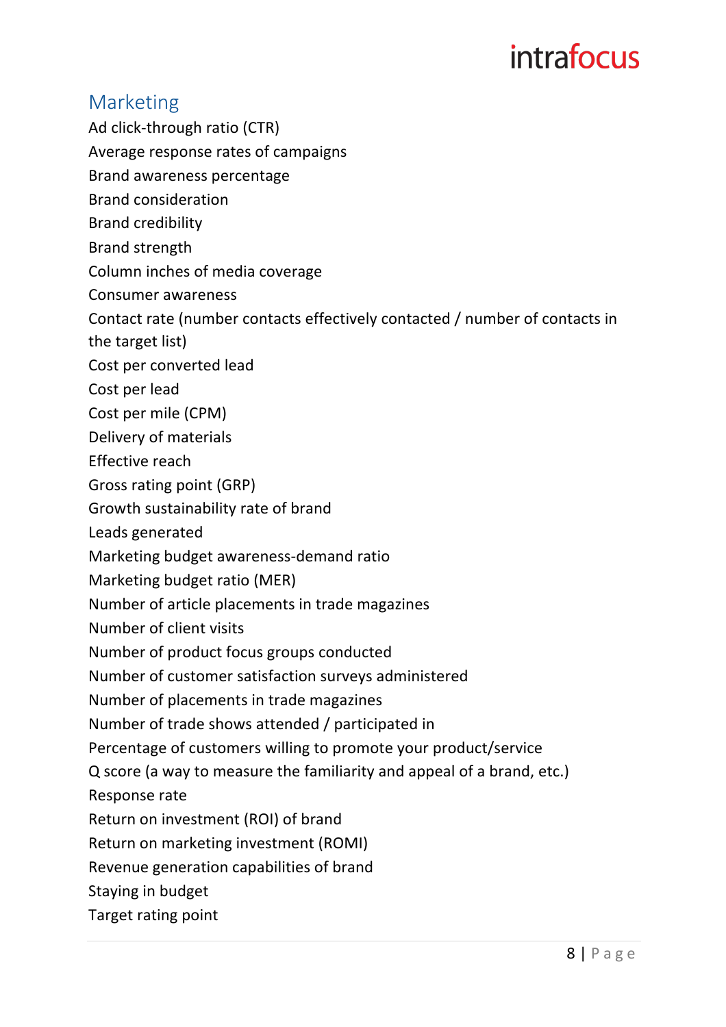## Marketing

Ad click-through ratio (CTR)
Average response rates of campaigns
Brand awareness percentage
Brand consideration
Brand credibility
Brand strength
Column inches of media coverage
Consumer awareness
Contact rate (number contacts effectively contacted / number of contacts in the target list)
Cost per converted lead
Cost per lead
Cost per mile (CPM)
Delivery of materials
Effective reach
Gross rating point (GRP)
Growth sustainability rate of brand
Leads generated
Marketing budget awareness-demand ratio
Marketing budget ratio (MER)
Number of article placements in trade magazines
Number of client visits
Number of product focus groups conducted
Number of customer satisfaction surveys administered
Number of placements in trade magazines
Number of trade shows attended / participated in
Percentage of customers willing to promote your product/service
Q score (a way to measure the familiarity and appeal of a brand, etc.)
Response rate
Return on investment (ROI) of brand
Return on marketing investment (ROMI)
Revenue generation capabilities of brand
Staying in budget
Target rating point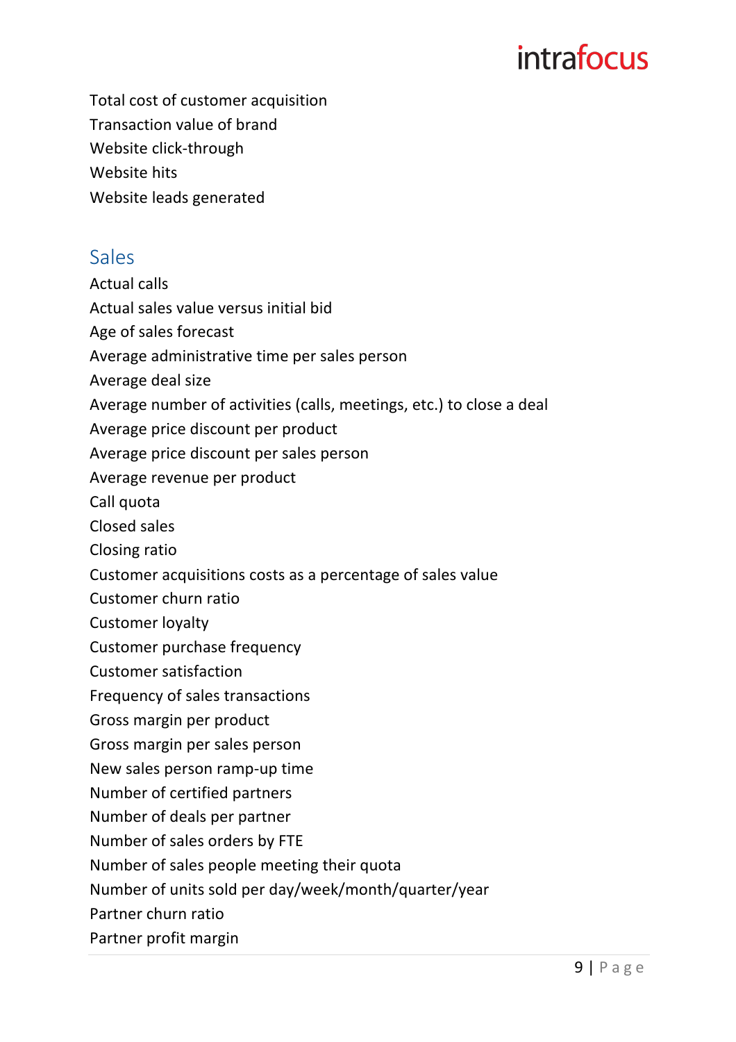Total cost of customer acquisition
Transaction value of brand
Website click-through
Website hits
Website leads generated

## Sales

Actual calls
Actual sales value versus initial bid
Age of sales forecast
Average administrative time per sales person
Average deal size
Average number of activities (calls, meetings, etc.) to close a deal
Average price discount per product
Average price discount per sales person
Average revenue per product
Call quota
Closed sales
Closing ratio
Customer acquisitions costs as a percentage of sales value
Customer churn ratio
Customer loyalty
Customer purchase frequency
Customer satisfaction
Frequency of sales transactions
Gross margin per product
Gross margin per sales person
New sales person ramp-up time
Number of certified partners
Number of deals per partner
Number of sales orders by FTE
Number of sales people meeting their quota
Number of units sold per day/week/month/quarter/year
Partner churn ratio
Partner profit margin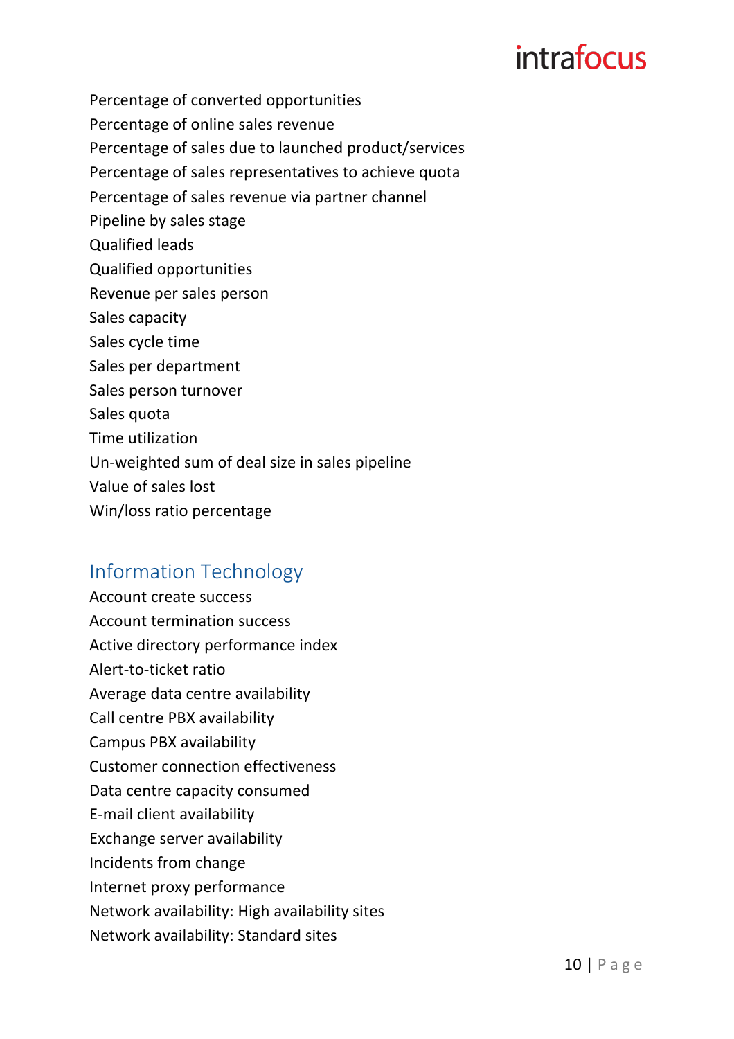Percentage of converted opportunities
Percentage of online sales revenue
Percentage of sales due to launched product/services
Percentage of sales representatives to achieve quota
Percentage of sales revenue via partner channel
Pipeline by sales stage
Qualified leads
Qualified opportunities
Revenue per sales person
Sales capacity
Sales cycle time
Sales per department
Sales person turnover
Sales quota
Time utilization
Un-weighted sum of deal size in sales pipeline
Value of sales lost
Win/loss ratio percentage

## Information Technology

Account create success
Account termination success
Active directory performance index
Alert-to-ticket ratio
Average data centre availability
Call centre PBX availability
Campus PBX availability
Customer connection effectiveness
Data centre capacity consumed
E-mail client availability
Exchange server availability
Incidents from change
Internet proxy performance
Network availability: High availability sites
Network availability: Standard sites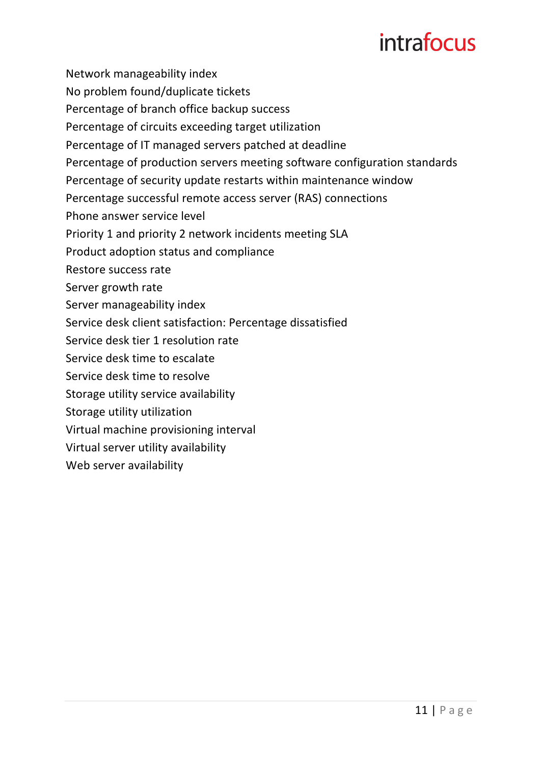Network manageability index
No problem found/duplicate tickets
Percentage of branch office backup success
Percentage of circuits exceeding target utilization
Percentage of IT managed servers patched at deadline
Percentage of production servers meeting software configuration standards
Percentage of security update restarts within maintenance window
Percentage successful remote access server (RAS) connections
Phone answer service level
Priority 1 and priority 2 network incidents meeting SLA
Product adoption status and compliance
Restore success rate
Server growth rate
Server manageability index
Service desk client satisfaction: Percentage dissatisfied
Service desk tier 1 resolution rate
Service desk time to escalate
Service desk time to resolve
Storage utility service availability
Storage utility utilization
Virtual machine provisioning interval
Virtual server utility availability
Web server availability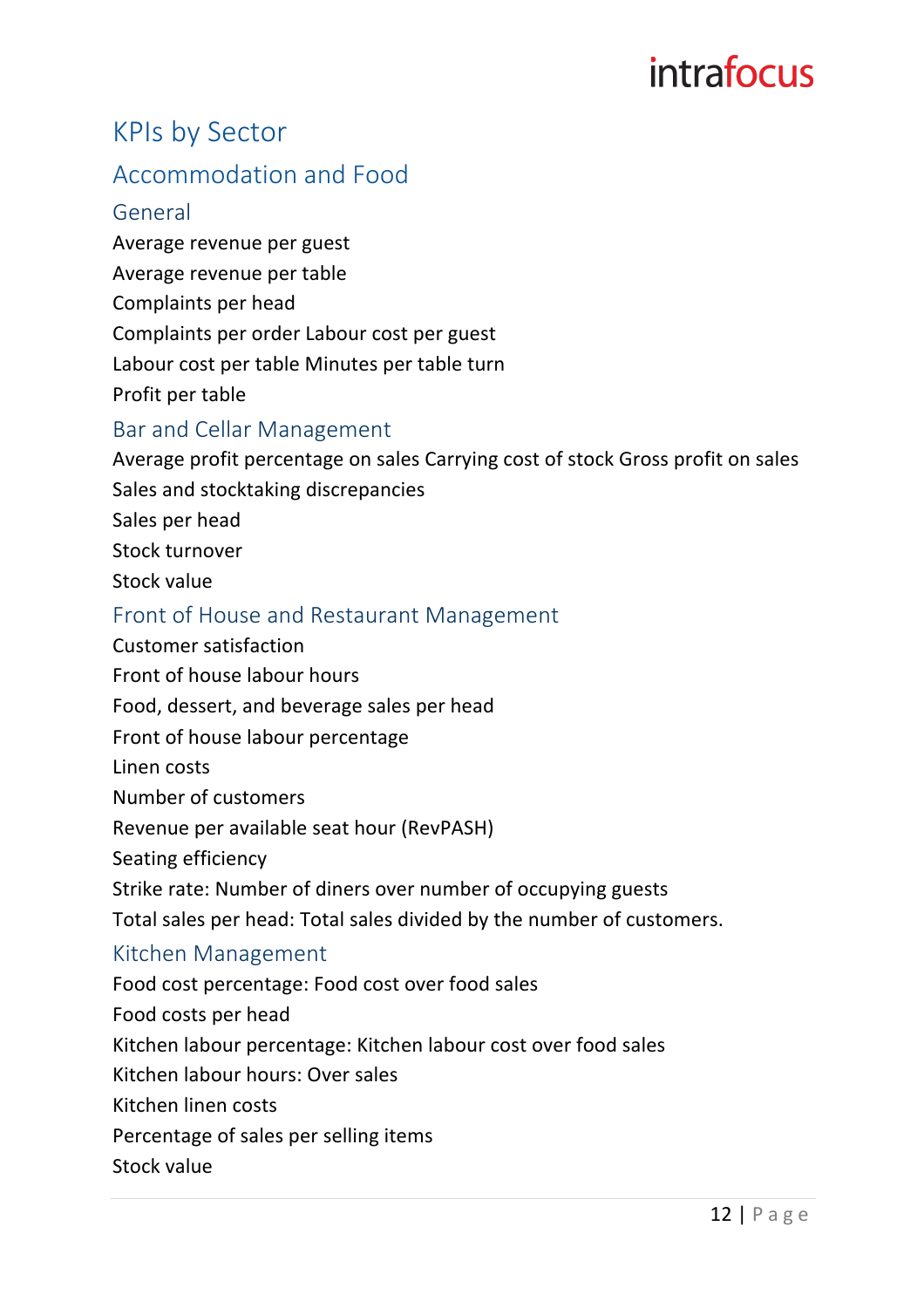# KPIs by Sector

## Accommodation and Food

### General

Average revenue per guest

Average revenue per table

Complaints per head

Complaints per order Labour cost per guest

Labour cost per table Minutes per table turn

Profit per table

### Bar and Cellar Management

Average profit percentage on sales Carrying cost of stock Gross profit on sales

Sales and stocktaking discrepancies

Sales per head

Stock turnover

Stock value

### Front of House and Restaurant Management

Customer satisfaction

Front of house labour hours

Food, dessert, and beverage sales per head

Front of house labour percentage

Linen costs

Number of customers

Revenue per available seat hour (RevPASH)

Seating efficiency

Strike rate: Number of diners over number of occupying guests

Total sales per head: Total sales divided by the number of customers.

### Kitchen Management

Food cost percentage: Food cost over food sales

Food costs per head

Kitchen labour percentage: Kitchen labour cost over food sales

Kitchen labour hours: Over sales

Kitchen linen costs

Percentage of sales per selling items

Stock value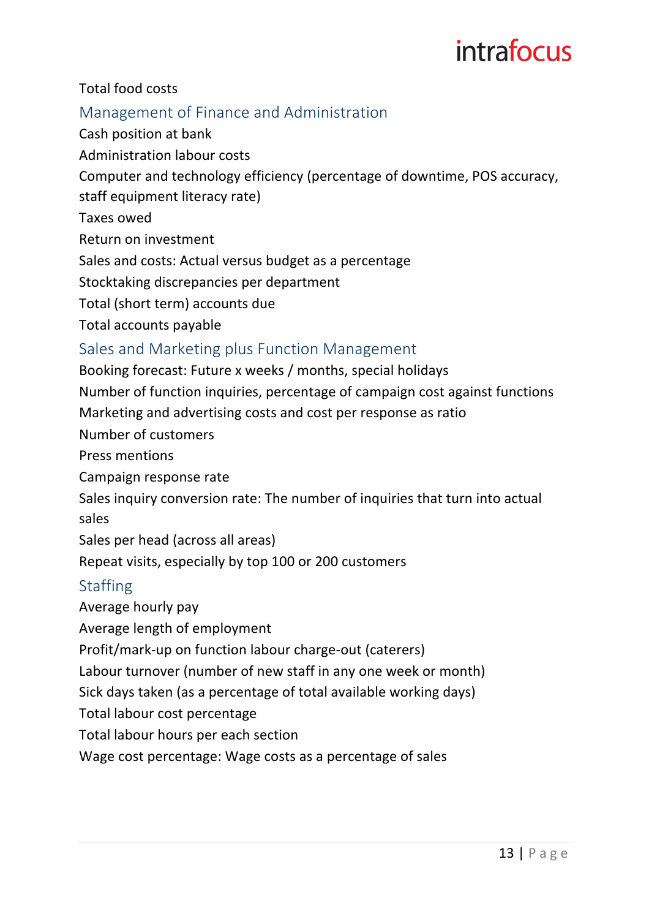Total food costs

## Management of Finance and Administration

Cash position at bank

Administration labour costs

Computer and technology efficiency (percentage of downtime, POS accuracy, staff equipment literacy rate)

Taxes owed

Return on investment

Sales and costs: Actual versus budget as a percentage

Stocktaking discrepancies per department

Total (short term) accounts due

Total accounts payable

## Sales and Marketing plus Function Management

Booking forecast: Future x weeks / months, special holidays

Number of function inquiries, percentage of campaign cost against functions

Marketing and advertising costs and cost per response as ratio

Number of customers

Press mentions

Campaign response rate

Sales inquiry conversion rate: The number of inquiries that turn into actual sales

Sales per head (across all areas)

Repeat visits, especially by top 100 or 200 customers

## Staffing

Average hourly pay

Average length of employment

Profit/mark-up on function labour charge-out (caterers)

Labour turnover (number of new staff in any one week or month)

Sick days taken (as a percentage of total available working days)

Total labour cost percentage

Total labour hours per each section

Wage cost percentage: Wage costs as a percentage of sales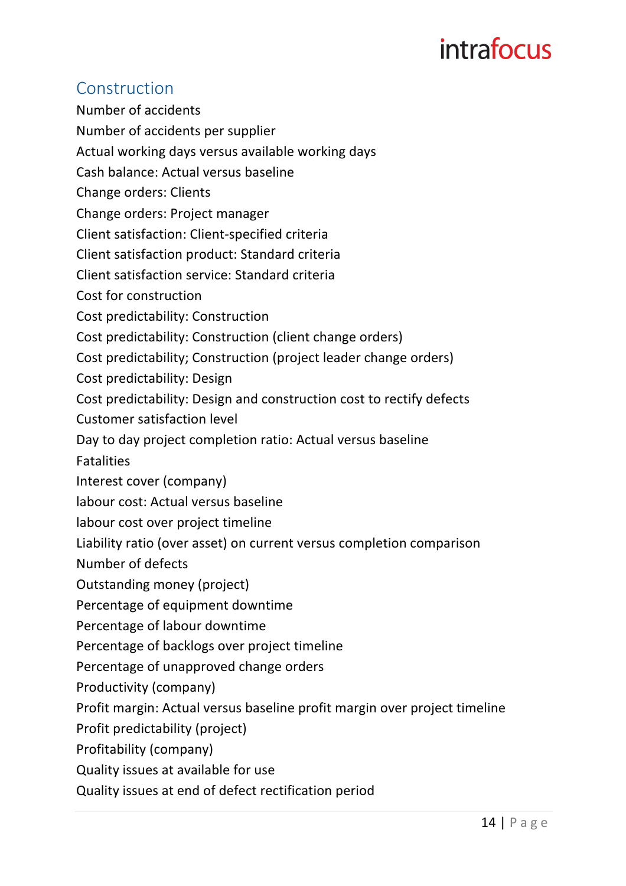## Construction

Number of accidents

Number of accidents per supplier

Actual working days versus available working days

Cash balance: Actual versus baseline

Change orders: Clients

Change orders: Project manager

Client satisfaction: Client-specified criteria

Client satisfaction product: Standard criteria

Client satisfaction service: Standard criteria

Cost for construction

Cost predictability: Construction

Cost predictability: Construction (client change orders)

Cost predictability; Construction (project leader change orders)

Cost predictability: Design

Cost predictability: Design and construction cost to rectify defects

Customer satisfaction level

Day to day project completion ratio: Actual versus baseline

Fatalities

Interest cover (company)

labour cost: Actual versus baseline

labour cost over project timeline

Liability ratio (over asset) on current versus completion comparison

Number of defects

Outstanding money (project)

Percentage of equipment downtime

Percentage of labour downtime

Percentage of backlogs over project timeline

Percentage of unapproved change orders

Productivity (company)

Profit margin: Actual versus baseline profit margin over project timeline

Profit predictability (project)

Profitability (company)

Quality issues at available for use

Quality issues at end of defect rectification period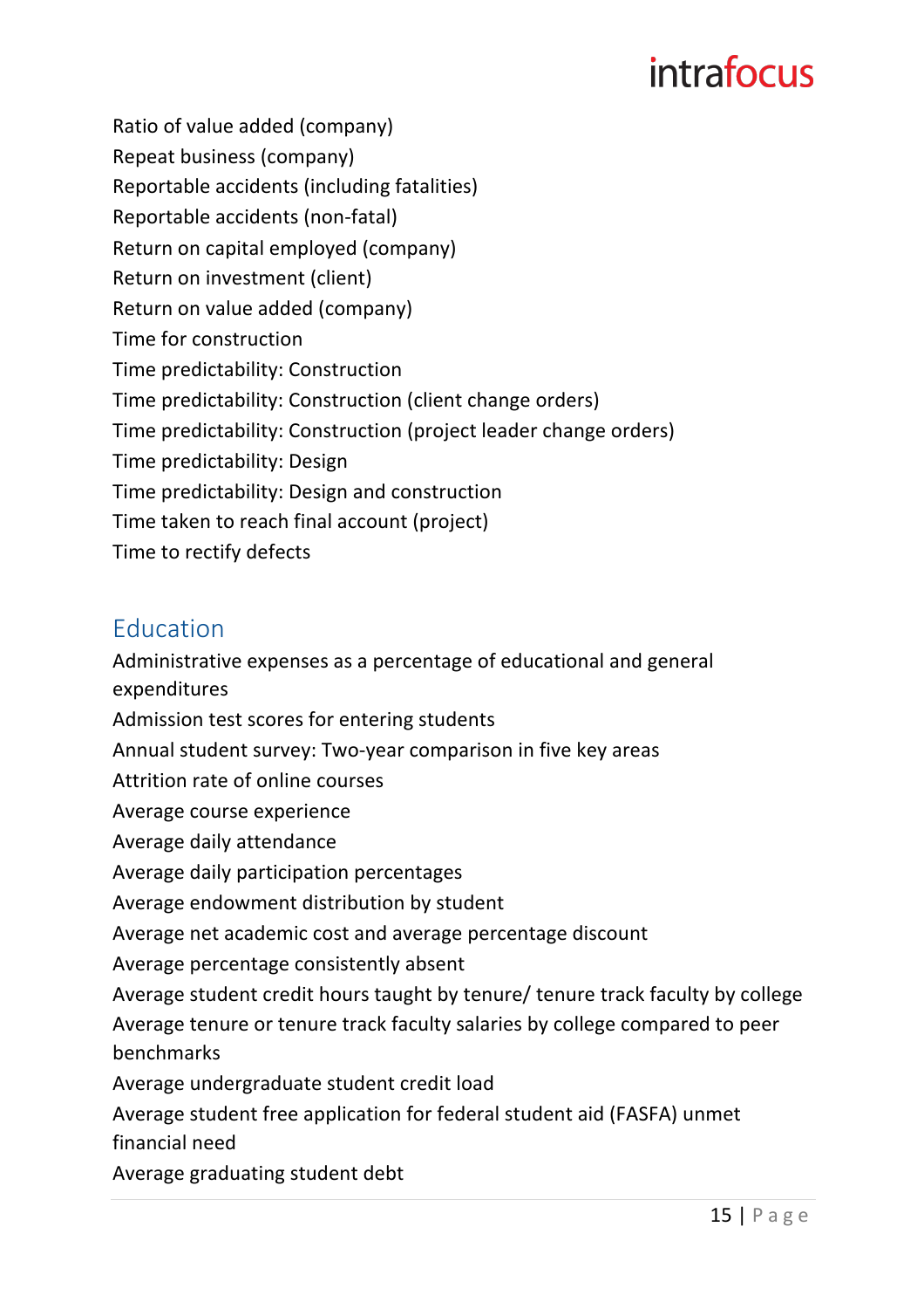Ratio of value added (company)
Repeat business (company)
Reportable accidents (including fatalities)
Reportable accidents (non-fatal)
Return on capital employed (company)
Return on investment (client)
Return on value added (company)
Time for construction
Time predictability: Construction
Time predictability: Construction (client change orders)
Time predictability: Construction (project leader change orders)
Time predictability: Design
Time predictability: Design and construction
Time taken to reach final account (project)
Time to rectify defects

## Education

Administrative expenses as a percentage of educational and general expenditures
Admission test scores for entering students
Annual student survey: Two-year comparison in five key areas
Attrition rate of online courses
Average course experience
Average daily attendance
Average daily participation percentages
Average endowment distribution by student
Average net academic cost and average percentage discount
Average percentage consistently absent
Average student credit hours taught by tenure/ tenure track faculty by college
Average tenure or tenure track faculty salaries by college compared to peer benchmarks
Average undergraduate student credit load
Average student free application for federal student aid (FASFA) unmet financial need
Average graduating student debt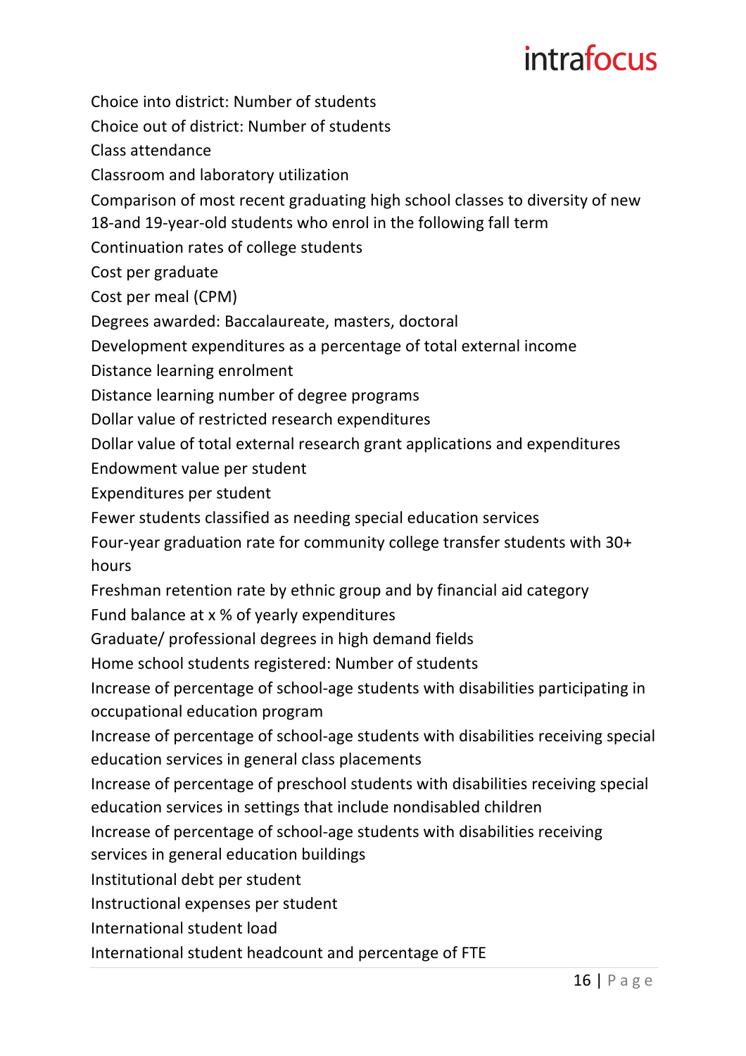Choice into district: Number of students

Choice out of district: Number of students

Class attendance

Classroom and laboratory utilization

Comparison of most recent graduating high school classes to diversity of new 18-and 19-year-old students who enrol in the following fall term

Continuation rates of college students

Cost per graduate

Cost per meal (CPM)

Degrees awarded: Baccalaureate, masters, doctoral

Development expenditures as a percentage of total external income

Distance learning enrolment

Distance learning number of degree programs

Dollar value of restricted research expenditures

Dollar value of total external research grant applications and expenditures

Endowment value per student

Expenditures per student

Fewer students classified as needing special education services

Four-year graduation rate for community college transfer students with 30+ hours

Freshman retention rate by ethnic group and by financial aid category

Fund balance at x % of yearly expenditures

Graduate/ professional degrees in high demand fields

Home school students registered: Number of students

Increase of percentage of school-age students with disabilities participating in occupational education program

Increase of percentage of school-age students with disabilities receiving special education services in general class placements

Increase of percentage of preschool students with disabilities receiving special education services in settings that include nondisabled children

Increase of percentage of school-age students with disabilities receiving services in general education buildings

Institutional debt per student

Instructional expenses per student

International student load

International student headcount and percentage of FTE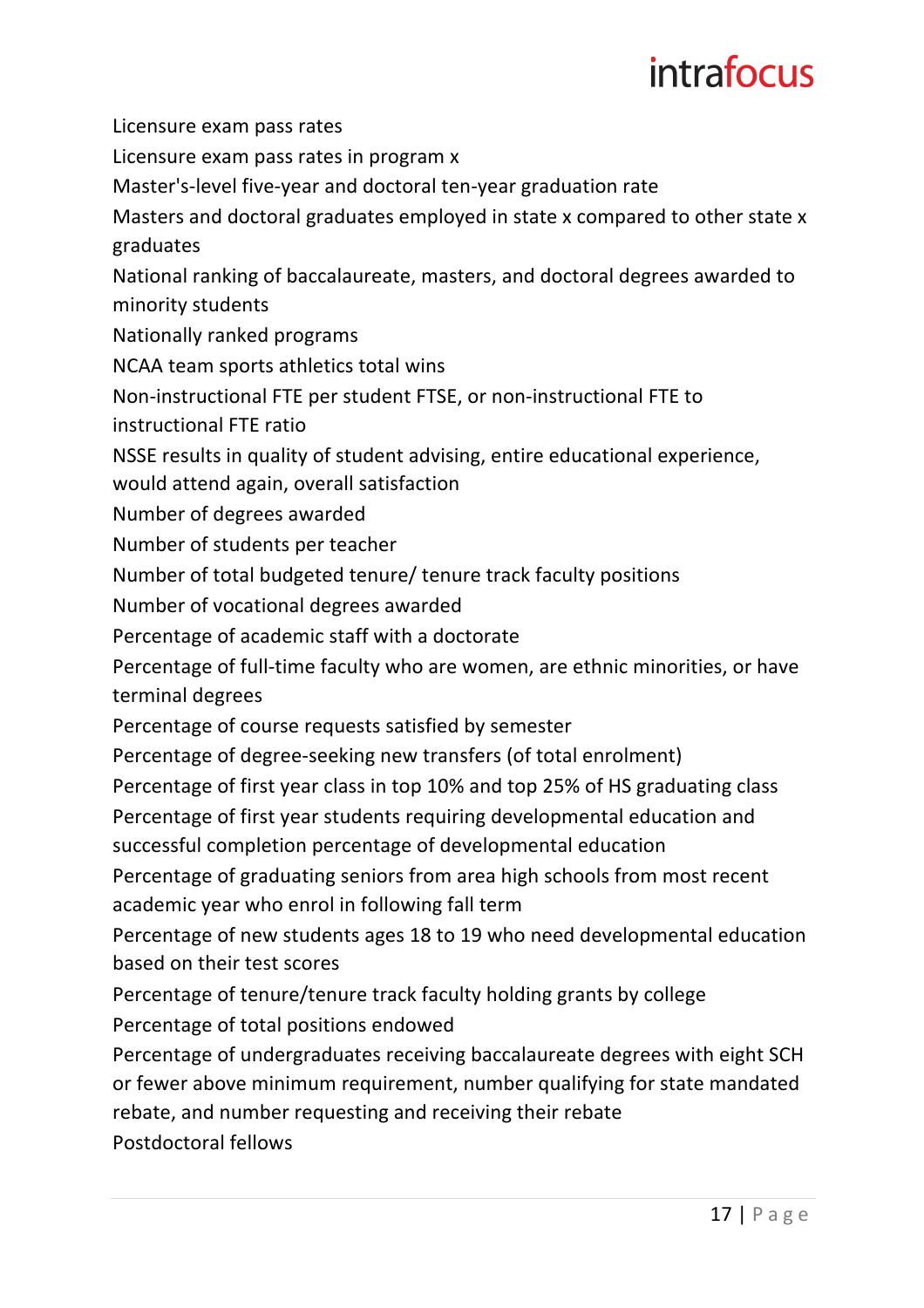Licensure exam pass rates

Licensure exam pass rates in program x

Master's-level five-year and doctoral ten-year graduation rate

Masters and doctoral graduates employed in state x compared to other state x graduates

National ranking of baccalaureate, masters, and doctoral degrees awarded to minority students

Nationally ranked programs

NCAA team sports athletics total wins

Non-instructional FTE per student FTSE, or non-instructional FTE to instructional FTE ratio

NSSE results in quality of student advising, entire educational experience, would attend again, overall satisfaction

Number of degrees awarded

Number of students per teacher

Number of total budgeted tenure/ tenure track faculty positions

Number of vocational degrees awarded

Percentage of academic staff with a doctorate

Percentage of full-time faculty who are women, are ethnic minorities, or have terminal degrees

Percentage of course requests satisfied by semester

Percentage of degree-seeking new transfers (of total enrolment)

Percentage of first year class in top 10% and top 25% of HS graduating class

Percentage of first year students requiring developmental education and successful completion percentage of developmental education

Percentage of graduating seniors from area high schools from most recent academic year who enrol in following fall term

Percentage of new students ages 18 to 19 who need developmental education based on their test scores

Percentage of tenure/tenure track faculty holding grants by college

Percentage of total positions endowed

Percentage of undergraduates receiving baccalaureate degrees with eight SCH or fewer above minimum requirement, number qualifying for state mandated rebate, and number requesting and receiving their rebate

Postdoctoral fellows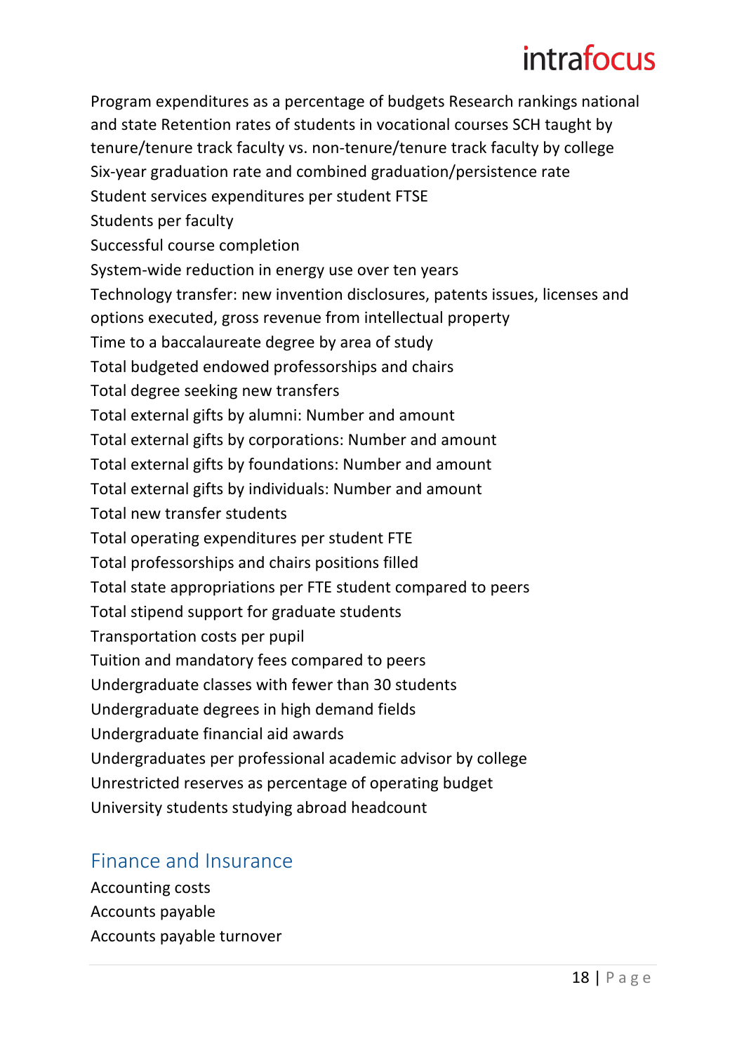Program expenditures as a percentage of budgets Research rankings national and state Retention rates of students in vocational courses SCH taught by tenure/tenure track faculty vs. non-tenure/tenure track faculty by college

Six-year graduation rate and combined graduation/persistence rate

Student services expenditures per student FTSE

Students per faculty

Successful course completion

System-wide reduction in energy use over ten years

Technology transfer: new invention disclosures, patents issues, licenses and options executed, gross revenue from intellectual property

Time to a baccalaureate degree by area of study

Total budgeted endowed professorships and chairs

Total degree seeking new transfers

Total external gifts by alumni: Number and amount

Total external gifts by corporations: Number and amount

Total external gifts by foundations: Number and amount

Total external gifts by individuals: Number and amount

Total new transfer students

Total operating expenditures per student FTE

Total professorships and chairs positions filled

Total state appropriations per FTE student compared to peers

Total stipend support for graduate students

Transportation costs per pupil

Tuition and mandatory fees compared to peers

Undergraduate classes with fewer than 30 students

Undergraduate degrees in high demand fields

Undergraduate financial aid awards

Undergraduates per professional academic advisor by college

Unrestricted reserves as percentage of operating budget

University students studying abroad headcount

## Finance and Insurance

Accounting costs

Accounts payable

Accounts payable turnover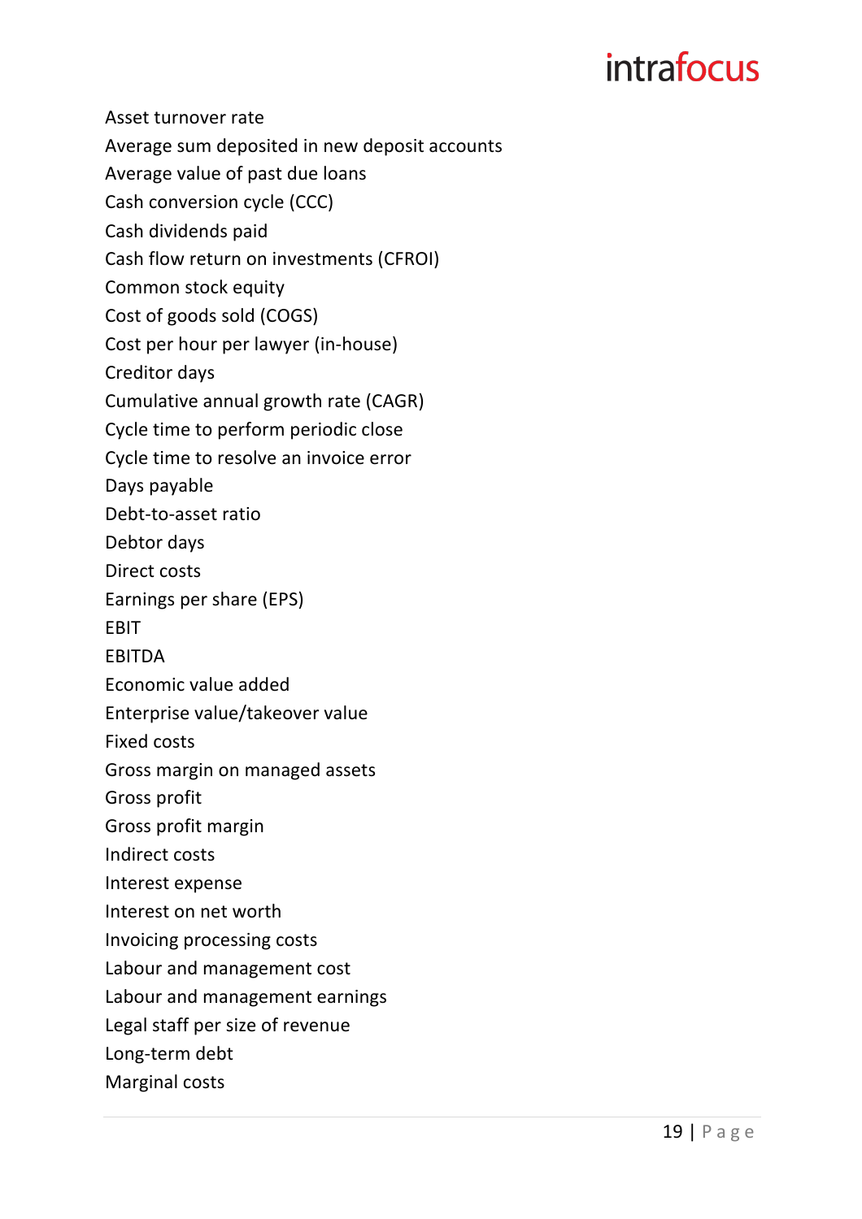Asset turnover rate
Average sum deposited in new deposit accounts
Average value of past due loans
Cash conversion cycle (CCC)
Cash dividends paid
Cash flow return on investments (CFROI)
Common stock equity
Cost of goods sold (COGS)
Cost per hour per lawyer (in-house)
Creditor days
Cumulative annual growth rate (CAGR)
Cycle time to perform periodic close
Cycle time to resolve an invoice error
Days payable
Debt-to-asset ratio
Debtor days
Direct costs
Earnings per share (EPS)
EBIT
EBITDA
Economic value added
Enterprise value/takeover value
Fixed costs
Gross margin on managed assets
Gross profit
Gross profit margin
Indirect costs
Interest expense
Interest on net worth
Invoicing processing costs
Labour and management cost
Labour and management earnings
Legal staff per size of revenue
Long-term debt
Marginal costs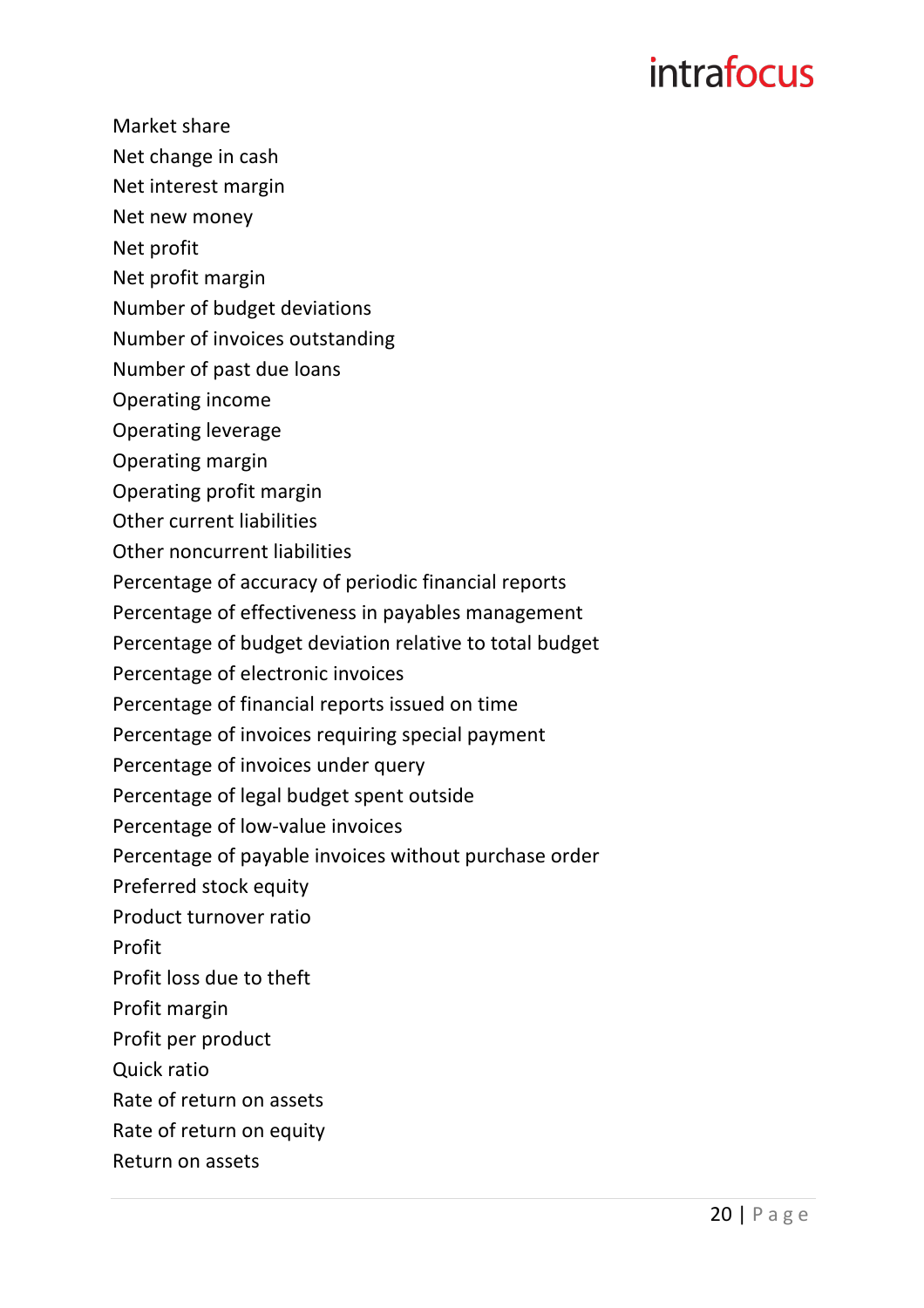Market share
Net change in cash
Net interest margin
Net new money
Net profit
Net profit margin
Number of budget deviations
Number of invoices outstanding
Number of past due loans
Operating income
Operating leverage
Operating margin
Operating profit margin
Other current liabilities
Other noncurrent liabilities
Percentage of accuracy of periodic financial reports
Percentage of effectiveness in payables management
Percentage of budget deviation relative to total budget
Percentage of electronic invoices
Percentage of financial reports issued on time
Percentage of invoices requiring special payment
Percentage of invoices under query
Percentage of legal budget spent outside
Percentage of low-value invoices
Percentage of payable invoices without purchase order
Preferred stock equity
Product turnover ratio
Profit
Profit loss due to theft
Profit margin
Profit per product
Quick ratio
Rate of return on assets
Rate of return on equity
Return on assets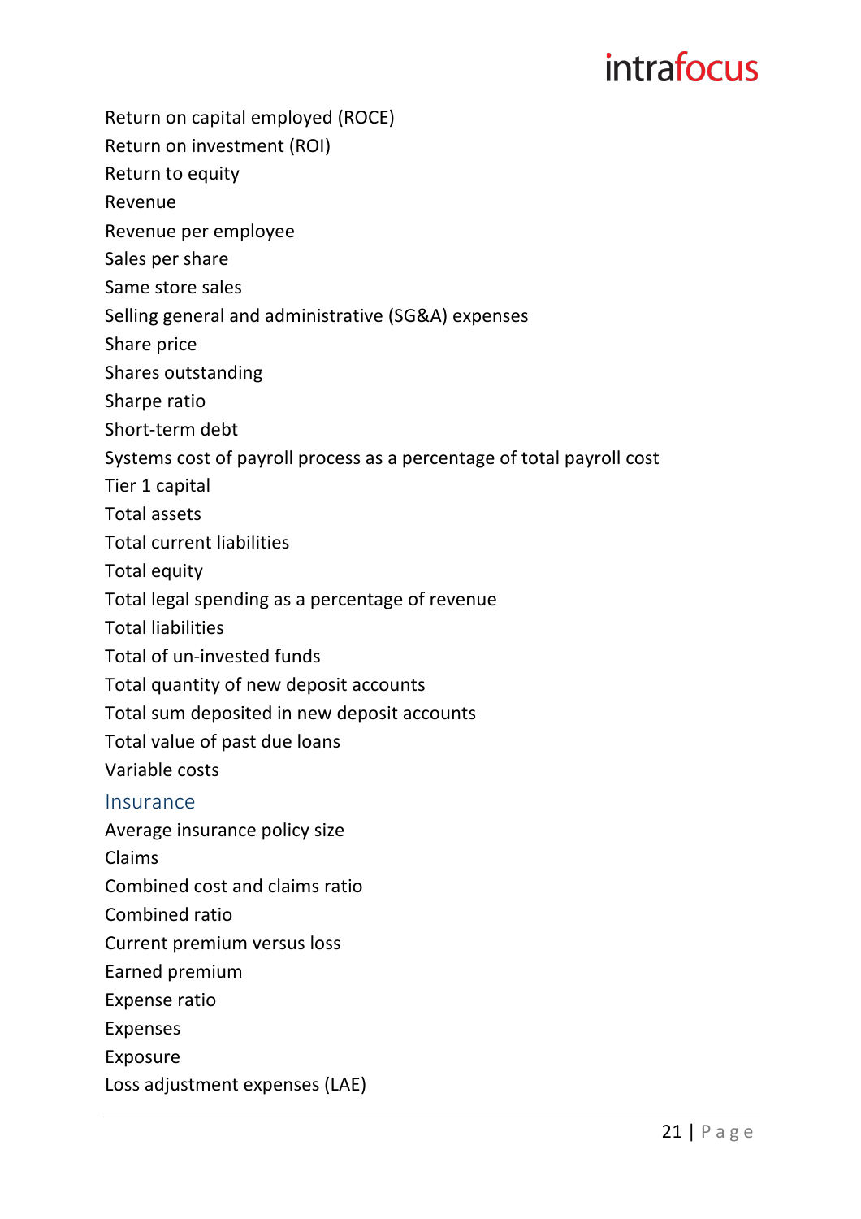Return on capital employed (ROCE)
Return on investment (ROI)
Return to equity
Revenue
Revenue per employee
Sales per share
Same store sales
Selling general and administrative (SG&A) expenses
Share price
Shares outstanding
Sharpe ratio
Short-term debt
Systems cost of payroll process as a percentage of total payroll cost
Tier 1 capital
Total assets
Total current liabilities
Total equity
Total legal spending as a percentage of revenue
Total liabilities
Total of un-invested funds
Total quantity of new deposit accounts
Total sum deposited in new deposit accounts
Total value of past due loans
Variable costs

## Insurance

Average insurance policy size
Claims
Combined cost and claims ratio
Combined ratio
Current premium versus loss
Earned premium
Expense ratio
Expenses
Exposure
Loss adjustment expenses (LAE)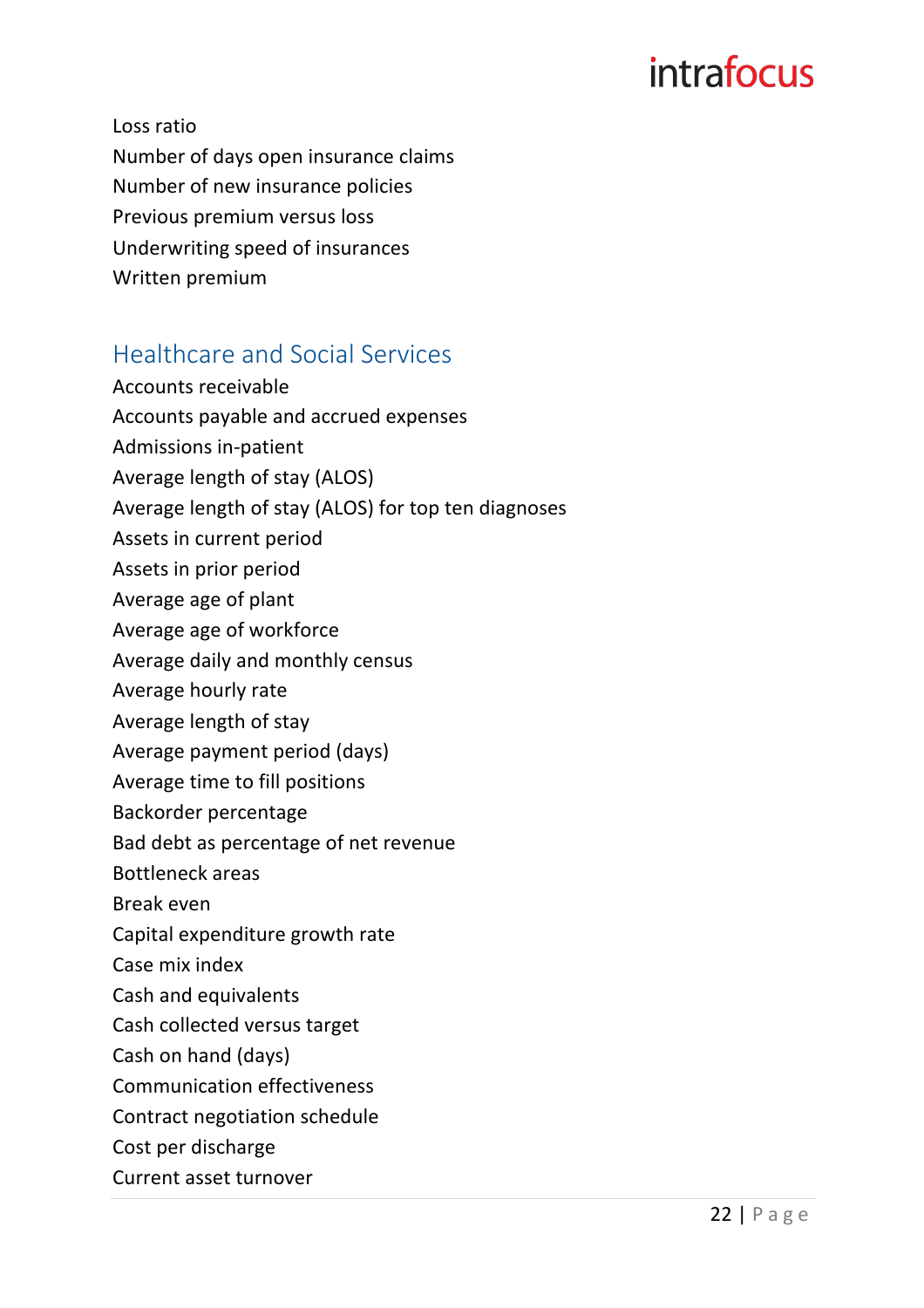Loss ratio
Number of days open insurance claims
Number of new insurance policies
Previous premium versus loss
Underwriting speed of insurances
Written premium

## Healthcare and Social Services

Accounts receivable
Accounts payable and accrued expenses
Admissions in-patient
Average length of stay (ALOS)
Average length of stay (ALOS) for top ten diagnoses
Assets in current period
Assets in prior period
Average age of plant
Average age of workforce
Average daily and monthly census
Average hourly rate
Average length of stay
Average payment period (days)
Average time to fill positions
Backorder percentage
Bad debt as percentage of net revenue
Bottleneck areas
Break even
Capital expenditure growth rate
Case mix index
Cash and equivalents
Cash collected versus target
Cash on hand (days)
Communication effectiveness
Contract negotiation schedule
Cost per discharge
Current asset turnover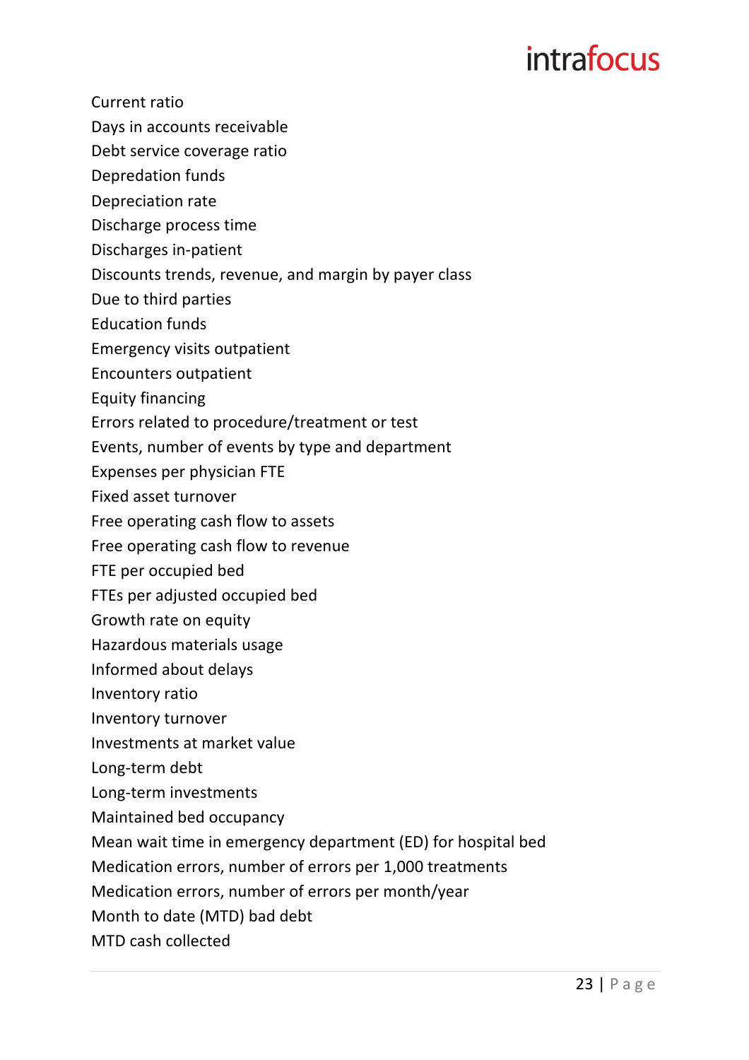Current ratio
Days in accounts receivable
Debt service coverage ratio
Depredation funds
Depreciation rate
Discharge process time
Discharges in-patient
Discounts trends, revenue, and margin by payer class
Due to third parties
Education funds
Emergency visits outpatient
Encounters outpatient
Equity financing
Errors related to procedure/treatment or test
Events, number of events by type and department
Expenses per physician FTE
Fixed asset turnover
Free operating cash flow to assets
Free operating cash flow to revenue
FTE per occupied bed
FTEs per adjusted occupied bed
Growth rate on equity
Hazardous materials usage
Informed about delays
Inventory ratio
Inventory turnover
Investments at market value
Long-term debt
Long-term investments
Maintained bed occupancy
Mean wait time in emergency department (ED) for hospital bed
Medication errors, number of errors per 1,000 treatments
Medication errors, number of errors per month/year
Month to date (MTD) bad debt
MTD cash collected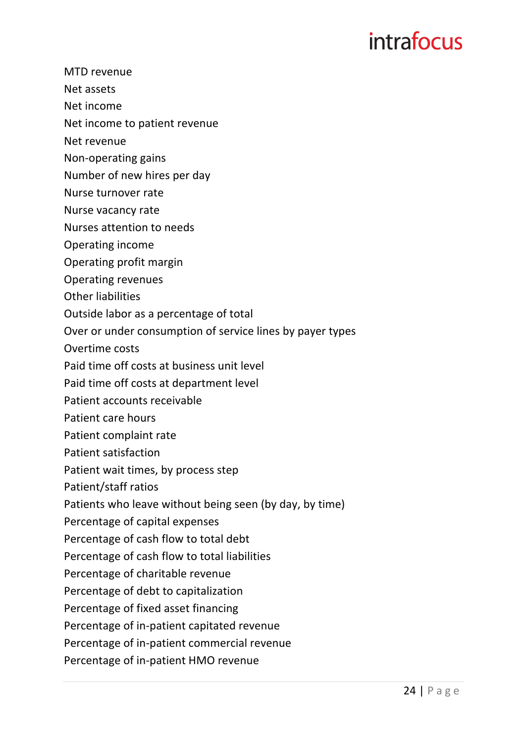MTD revenue

Net assets

Net income

Net income to patient revenue

Net revenue

Non-operating gains

Number of new hires per day

Nurse turnover rate

Nurse vacancy rate

Nurses attention to needs

Operating income

Operating profit margin

Operating revenues

Other liabilities

Outside labor as a percentage of total

Over or under consumption of service lines by payer types

Overtime costs

Paid time off costs at business unit level

Paid time off costs at department level

Patient accounts receivable

Patient care hours

Patient complaint rate

Patient satisfaction

Patient wait times, by process step

Patient/staff ratios

Patients who leave without being seen (by day, by time)

Percentage of capital expenses

Percentage of cash flow to total debt

Percentage of cash flow to total liabilities

Percentage of charitable revenue

Percentage of debt to capitalization

Percentage of fixed asset financing

Percentage of in-patient capitated revenue

Percentage of in-patient commercial revenue

Percentage of in-patient HMO revenue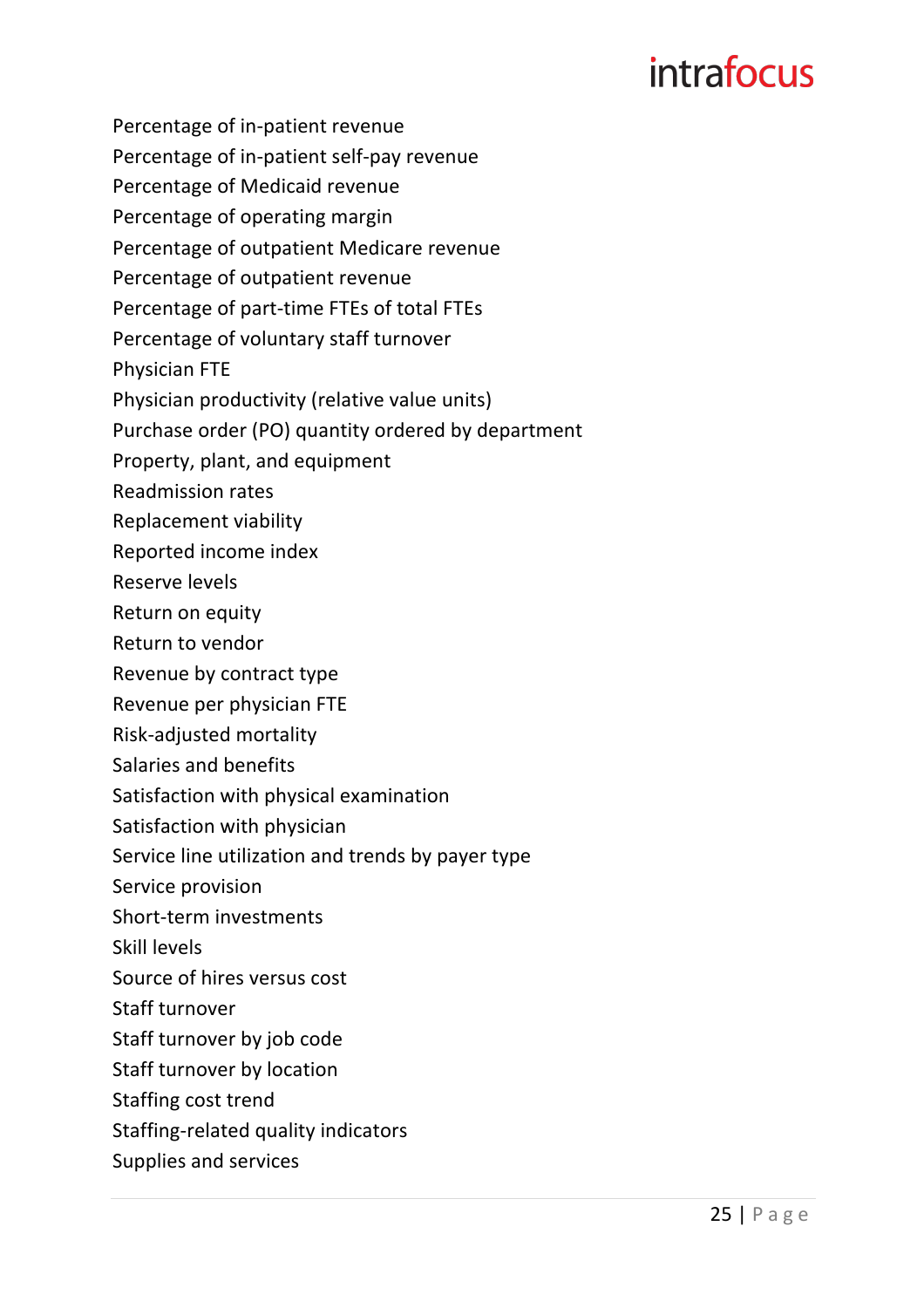Percentage of in-patient revenue
Percentage of in-patient self-pay revenue
Percentage of Medicaid revenue
Percentage of operating margin
Percentage of outpatient Medicare revenue
Percentage of outpatient revenue
Percentage of part-time FTEs of total FTEs
Percentage of voluntary staff turnover
Physician FTE
Physician productivity (relative value units)
Purchase order (PO) quantity ordered by department
Property, plant, and equipment
Readmission rates
Replacement viability
Reported income index
Reserve levels
Return on equity
Return to vendor
Revenue by contract type
Revenue per physician FTE
Risk-adjusted mortality
Salaries and benefits
Satisfaction with physical examination
Satisfaction with physician
Service line utilization and trends by payer type
Service provision
Short-term investments
Skill levels
Source of hires versus cost
Staff turnover
Staff turnover by job code
Staff turnover by location
Staffing cost trend
Staffing-related quality indicators
Supplies and services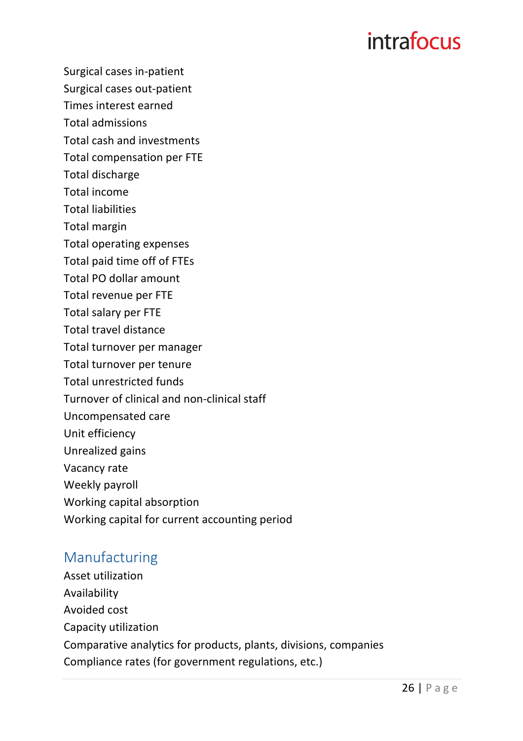Surgical cases in-patient
Surgical cases out-patient
Times interest earned
Total admissions
Total cash and investments
Total compensation per FTE
Total discharge
Total income
Total liabilities
Total margin
Total operating expenses
Total paid time off of FTEs
Total PO dollar amount
Total revenue per FTE
Total salary per FTE
Total travel distance
Total turnover per manager
Total turnover per tenure
Total unrestricted funds
Turnover of clinical and non-clinical staff
Uncompensated care
Unit efficiency
Unrealized gains
Vacancy rate
Weekly payroll
Working capital absorption
Working capital for current accounting period

## Manufacturing

Asset utilization
Availability
Avoided cost
Capacity utilization
Comparative analytics for products, plants, divisions, companies
Compliance rates (for government regulations, etc.)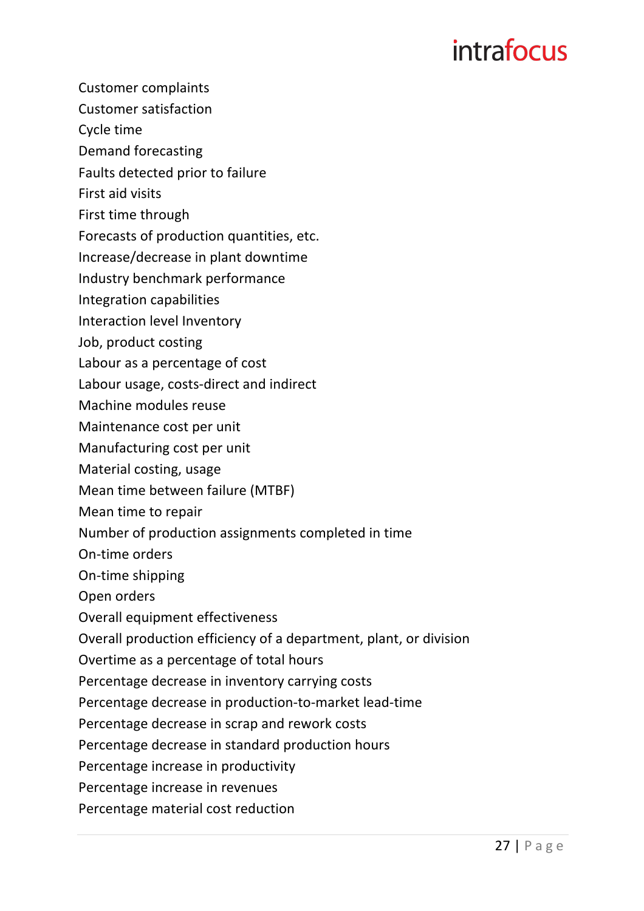Customer complaints
Customer satisfaction
Cycle time
Demand forecasting
Faults detected prior to failure
First aid visits
First time through
Forecasts of production quantities, etc.
Increase/decrease in plant downtime
Industry benchmark performance
Integration capabilities
Interaction level Inventory
Job, product costing
Labour as a percentage of cost
Labour usage, costs-direct and indirect
Machine modules reuse
Maintenance cost per unit
Manufacturing cost per unit
Material costing, usage
Mean time between failure (MTBF)
Mean time to repair
Number of production assignments completed in time
On-time orders
On-time shipping
Open orders
Overall equipment effectiveness
Overall production efficiency of a department, plant, or division
Overtime as a percentage of total hours
Percentage decrease in inventory carrying costs
Percentage decrease in production-to-market lead-time
Percentage decrease in scrap and rework costs
Percentage decrease in standard production hours
Percentage increase in productivity
Percentage increase in revenues
Percentage material cost reduction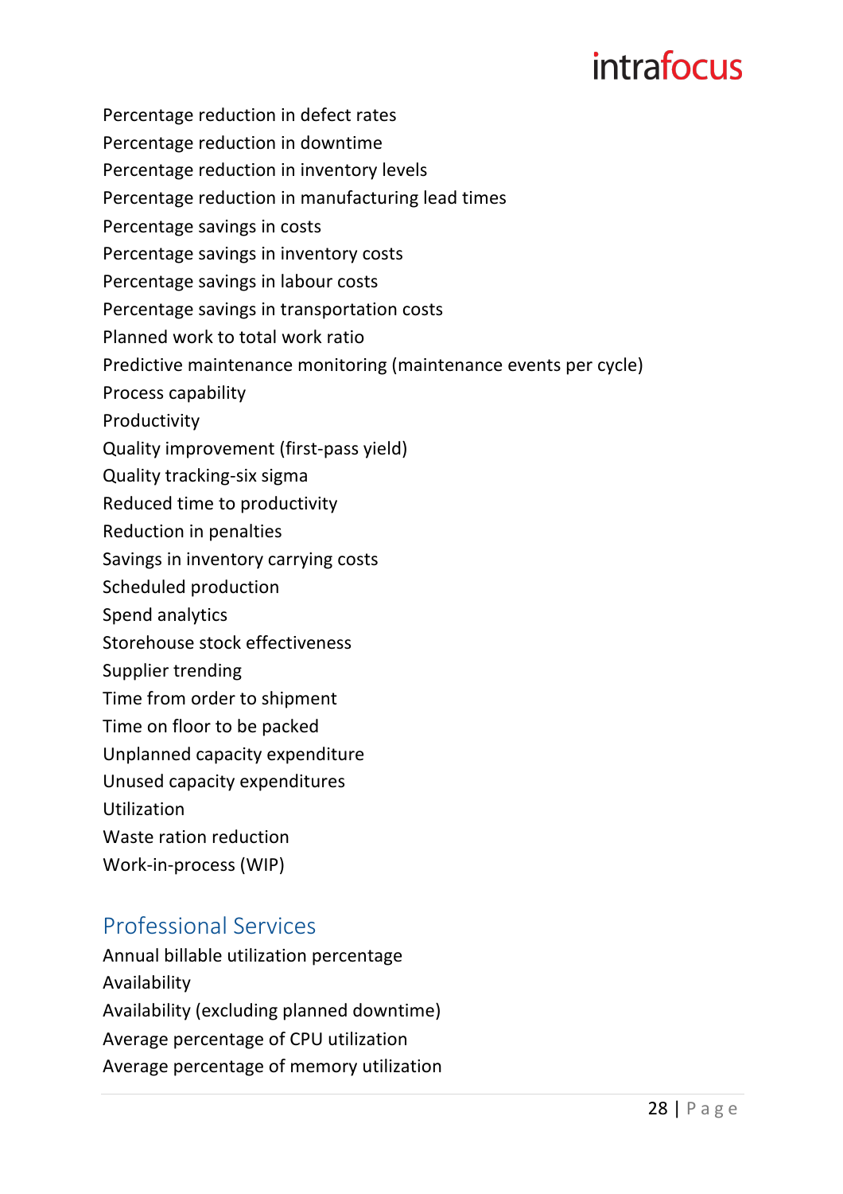Percentage reduction in defect rates
Percentage reduction in downtime
Percentage reduction in inventory levels
Percentage reduction in manufacturing lead times
Percentage savings in costs
Percentage savings in inventory costs
Percentage savings in labour costs
Percentage savings in transportation costs
Planned work to total work ratio
Predictive maintenance monitoring (maintenance events per cycle)
Process capability
Productivity
Quality improvement (first-pass yield)
Quality tracking-six sigma
Reduced time to productivity
Reduction in penalties
Savings in inventory carrying costs
Scheduled production
Spend analytics
Storehouse stock effectiveness
Supplier trending
Time from order to shipment
Time on floor to be packed
Unplanned capacity expenditure
Unused capacity expenditures
Utilization
Waste ration reduction
Work-in-process (WIP)

## Professional Services

Annual billable utilization percentage
Availability
Availability (excluding planned downtime)
Average percentage of CPU utilization
Average percentage of memory utilization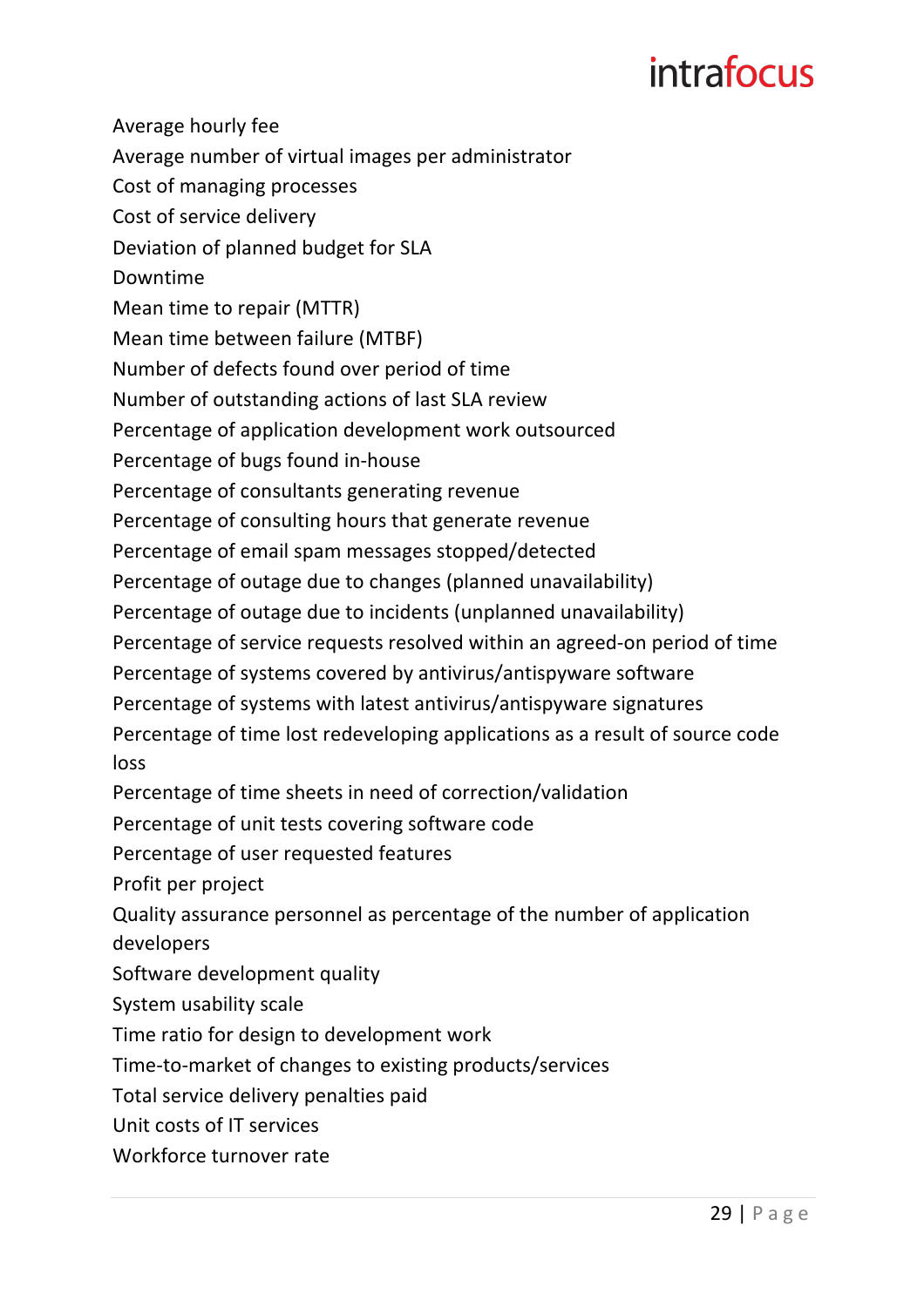Average hourly fee
Average number of virtual images per administrator
Cost of managing processes
Cost of service delivery
Deviation of planned budget for SLA
Downtime
Mean time to repair (MTTR)
Mean time between failure (MTBF)
Number of defects found over period of time
Number of outstanding actions of last SLA review
Percentage of application development work outsourced
Percentage of bugs found in-house
Percentage of consultants generating revenue
Percentage of consulting hours that generate revenue
Percentage of email spam messages stopped/detected
Percentage of outage due to changes (planned unavailability)
Percentage of outage due to incidents (unplanned unavailability)
Percentage of service requests resolved within an agreed-on period of time
Percentage of systems covered by antivirus/antispyware software
Percentage of systems with latest antivirus/antispyware signatures
Percentage of time lost redeveloping applications as a result of source code loss
Percentage of time sheets in need of correction/validation
Percentage of unit tests covering software code
Percentage of user requested features
Profit per project
Quality assurance personnel as percentage of the number of application developers
Software development quality
System usability scale
Time ratio for design to development work
Time-to-market of changes to existing products/services
Total service delivery penalties paid
Unit costs of IT services
Workforce turnover rate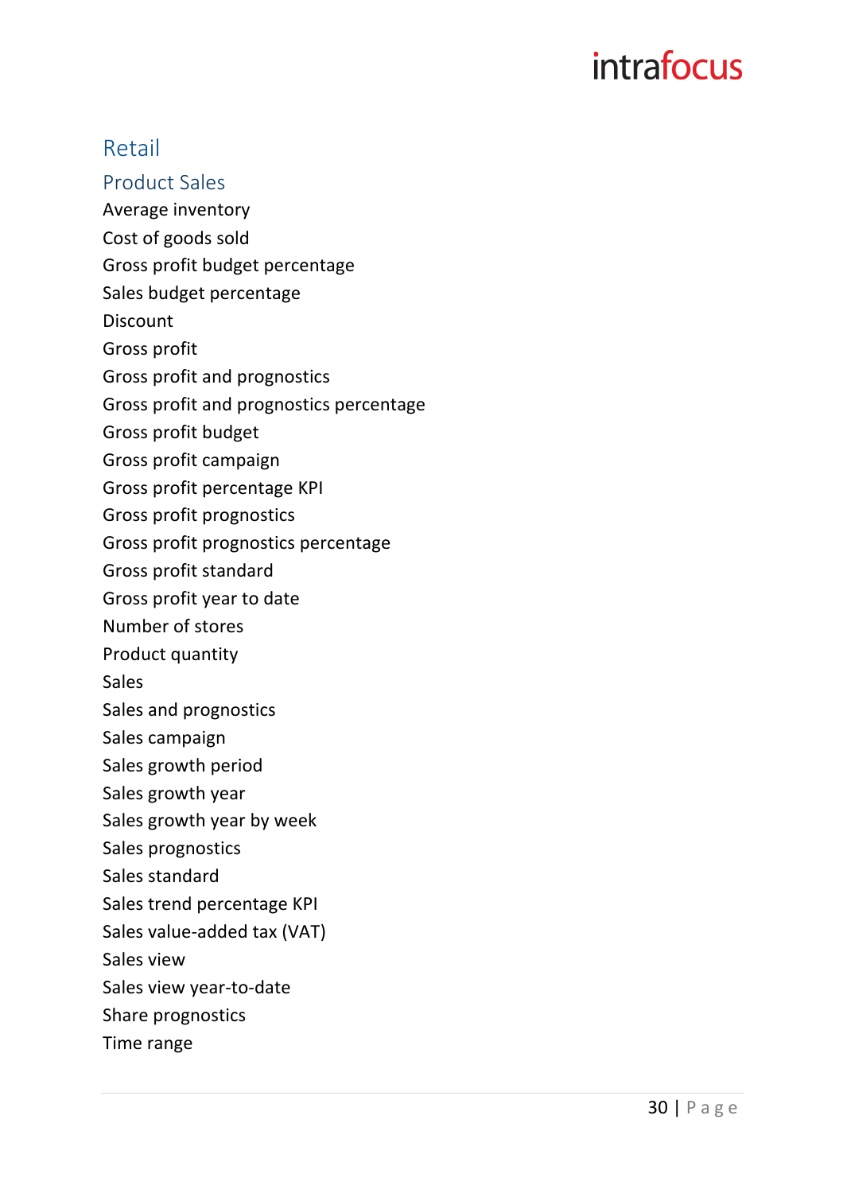## Retail

### Product Sales

Average inventory

Cost of goods sold

Gross profit budget percentage

Sales budget percentage

Discount

Gross profit

Gross profit and prognostics

Gross profit and prognostics percentage

Gross profit budget

Gross profit campaign

Gross profit percentage KPI

Gross profit prognostics

Gross profit prognostics percentage

Gross profit standard

Gross profit year to date

Number of stores

Product quantity

Sales

Sales and prognostics

Sales campaign

Sales growth period

Sales growth year

Sales growth year by week

Sales prognostics

Sales standard

Sales trend percentage KPI

Sales value-added tax (VAT)

Sales view

Sales view year-to-date

Share prognostics

Time range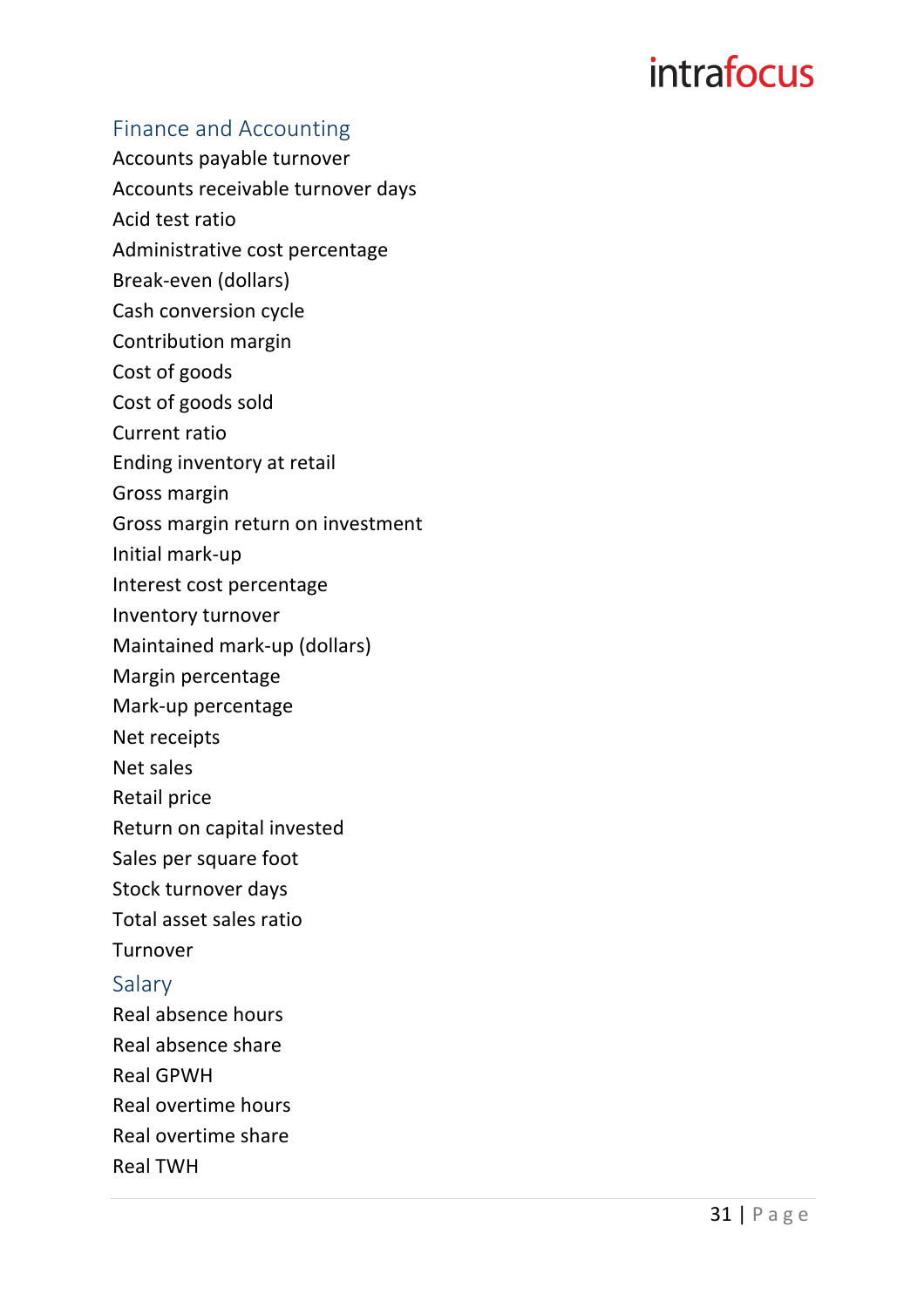## Finance and Accounting

Accounts payable turnover
Accounts receivable turnover days
Acid test ratio
Administrative cost percentage
Break-even (dollars)
Cash conversion cycle
Contribution margin
Cost of goods
Cost of goods sold
Current ratio
Ending inventory at retail
Gross margin
Gross margin return on investment
Initial mark-up
Interest cost percentage
Inventory turnover
Maintained mark-up (dollars)
Margin percentage
Mark-up percentage
Net receipts
Net sales
Retail price
Return on capital invested
Sales per square foot
Stock turnover days
Total asset sales ratio
Turnover

## Salary

Real absence hours
Real absence share
Real GPWH
Real overtime hours
Real overtime share
Real TWH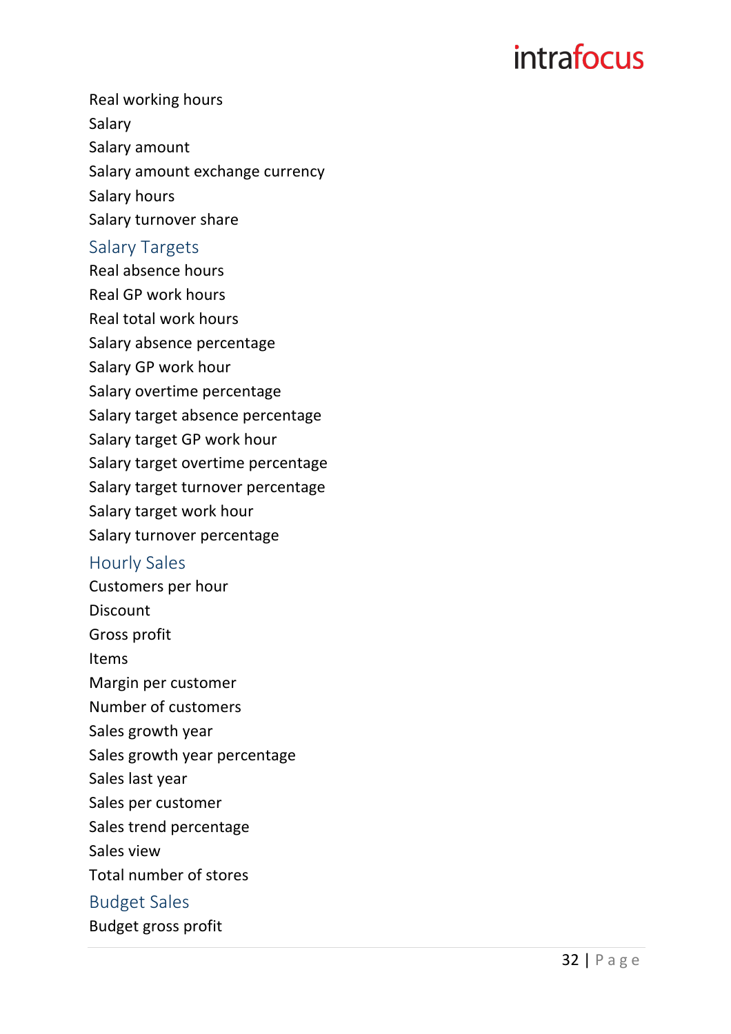Real working hours

Salary

Salary amount

Salary amount exchange currency

Salary hours

Salary turnover share

## Salary Targets

Real absence hours

Real GP work hours

Real total work hours

Salary absence percentage

Salary GP work hour

Salary overtime percentage

Salary target absence percentage

Salary target GP work hour

Salary target overtime percentage

Salary target turnover percentage

Salary target work hour

Salary turnover percentage

## Hourly Sales

Customers per hour

Discount

Gross profit

Items

Margin per customer

Number of customers

Sales growth year

Sales growth year percentage

Sales last year

Sales per customer

Sales trend percentage

Sales view

Total number of stores

## Budget Sales

Budget gross profit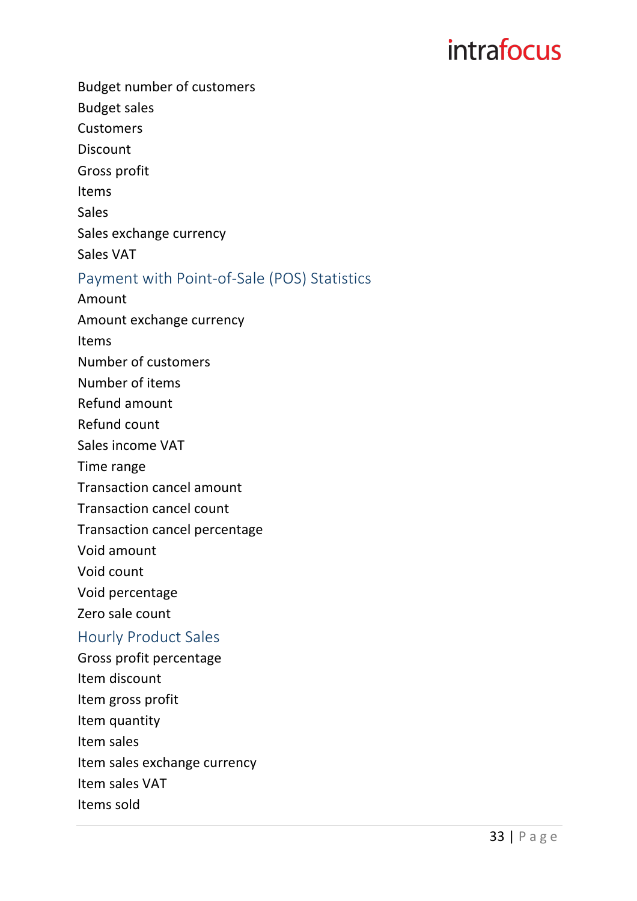Budget number of customers

Budget sales

Customers

Discount

Gross profit

Items

Sales

Sales exchange currency

Sales VAT

## Payment with Point-of-Sale (POS) Statistics

Amount

Amount exchange currency

Items

Number of customers

Number of items

Refund amount

Refund count

Sales income VAT

Time range

Transaction cancel amount

Transaction cancel count

Transaction cancel percentage

Void amount

Void count

Void percentage

Zero sale count

## Hourly Product Sales

Gross profit percentage

Item discount

Item gross profit

Item quantity

Item sales

Item sales exchange currency

Item sales VAT

Items sold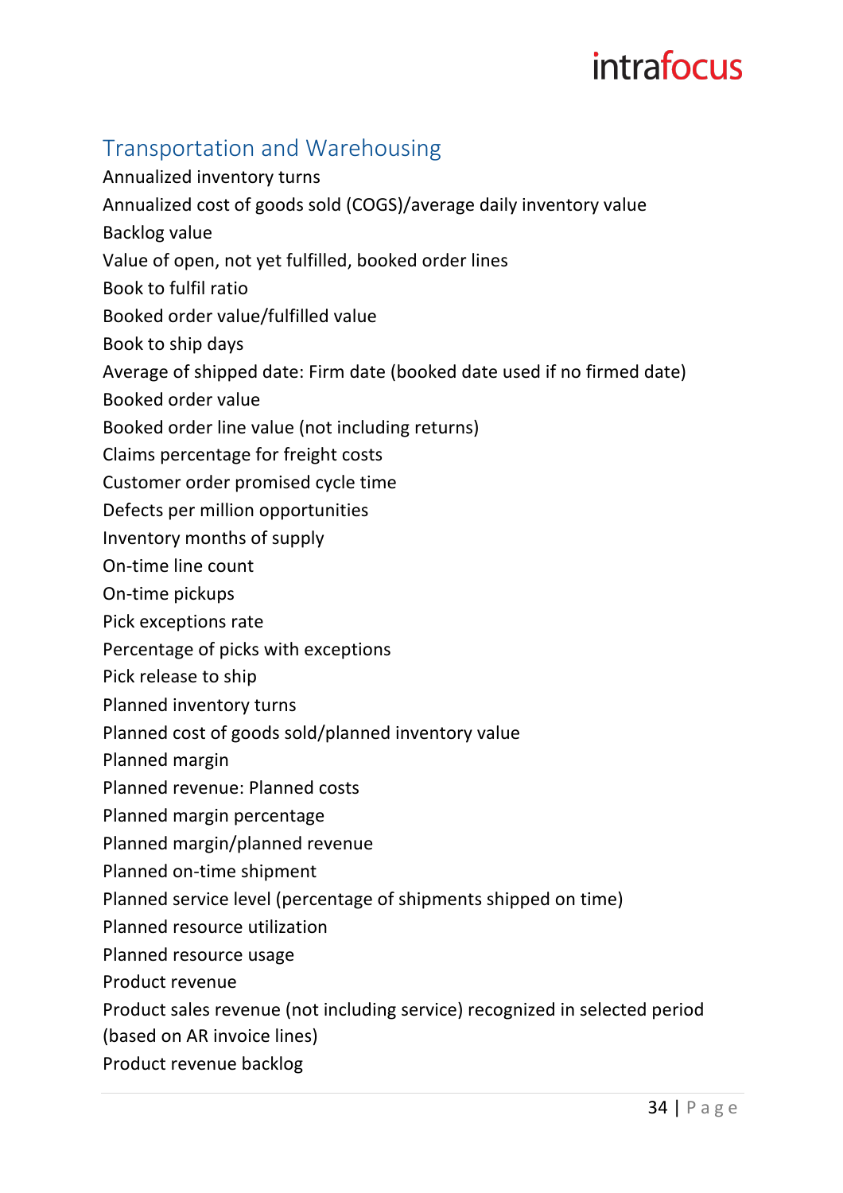## Transportation and Warehousing

Annualized inventory turns

Annualized cost of goods sold (COGS)/average daily inventory value

Backlog value

Value of open, not yet fulfilled, booked order lines

Book to fulfil ratio

Booked order value/fulfilled value

Book to ship days

Average of shipped date: Firm date (booked date used if no firmed date)

Booked order value

Booked order line value (not including returns)

Claims percentage for freight costs

Customer order promised cycle time

Defects per million opportunities

Inventory months of supply

On-time line count

On-time pickups

Pick exceptions rate

Percentage of picks with exceptions

Pick release to ship

Planned inventory turns

Planned cost of goods sold/planned inventory value

Planned margin

Planned revenue: Planned costs

Planned margin percentage

Planned margin/planned revenue

Planned on-time shipment

Planned service level (percentage of shipments shipped on time)

Planned resource utilization

Planned resource usage

Product revenue

Product sales revenue (not including service) recognized in selected period (based on AR invoice lines)

Product revenue backlog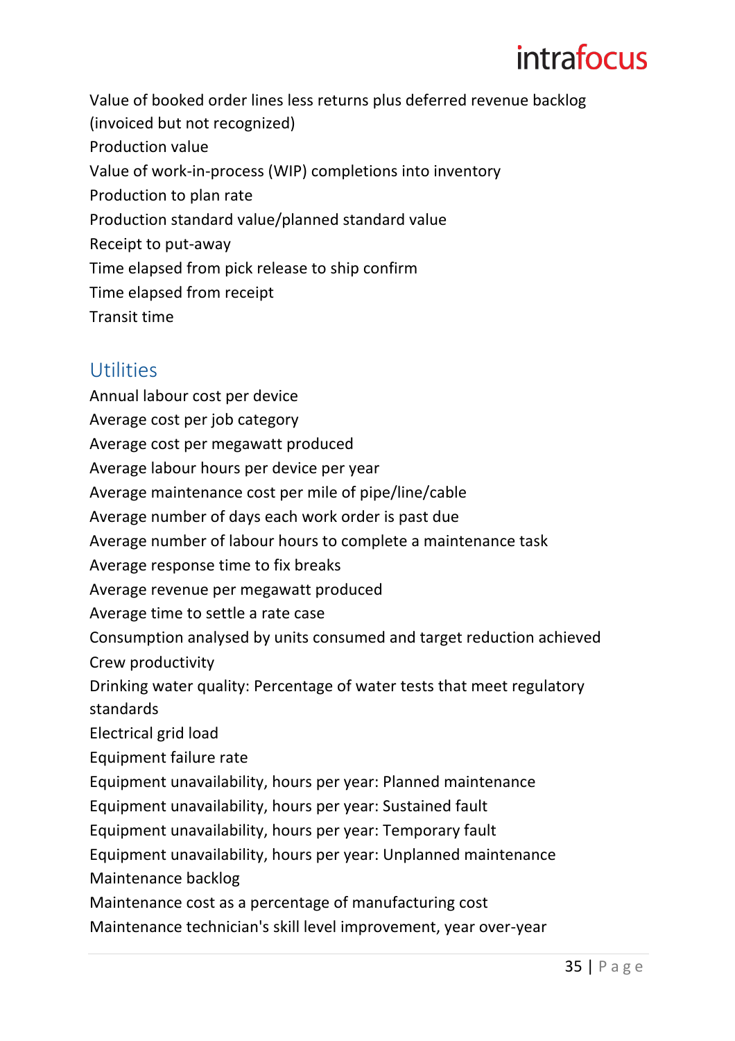Value of booked order lines less returns plus deferred revenue backlog (invoiced but not recognized)

Production value

Value of work-in-process (WIP) completions into inventory

Production to plan rate

Production standard value/planned standard value

Receipt to put-away

Time elapsed from pick release to ship confirm

Time elapsed from receipt

Transit time

## Utilities

Annual labour cost per device

Average cost per job category

Average cost per megawatt produced

Average labour hours per device per year

Average maintenance cost per mile of pipe/line/cable

Average number of days each work order is past due

Average number of labour hours to complete a maintenance task

Average response time to fix breaks

Average revenue per megawatt produced

Average time to settle a rate case

Consumption analysed by units consumed and target reduction achieved

Crew productivity

Drinking water quality: Percentage of water tests that meet regulatory standards

Electrical grid load

Equipment failure rate

Equipment unavailability, hours per year: Planned maintenance

Equipment unavailability, hours per year: Sustained fault

Equipment unavailability, hours per year: Temporary fault

Equipment unavailability, hours per year: Unplanned maintenance

Maintenance backlog

Maintenance cost as a percentage of manufacturing cost

Maintenance technician's skill level improvement, year over-year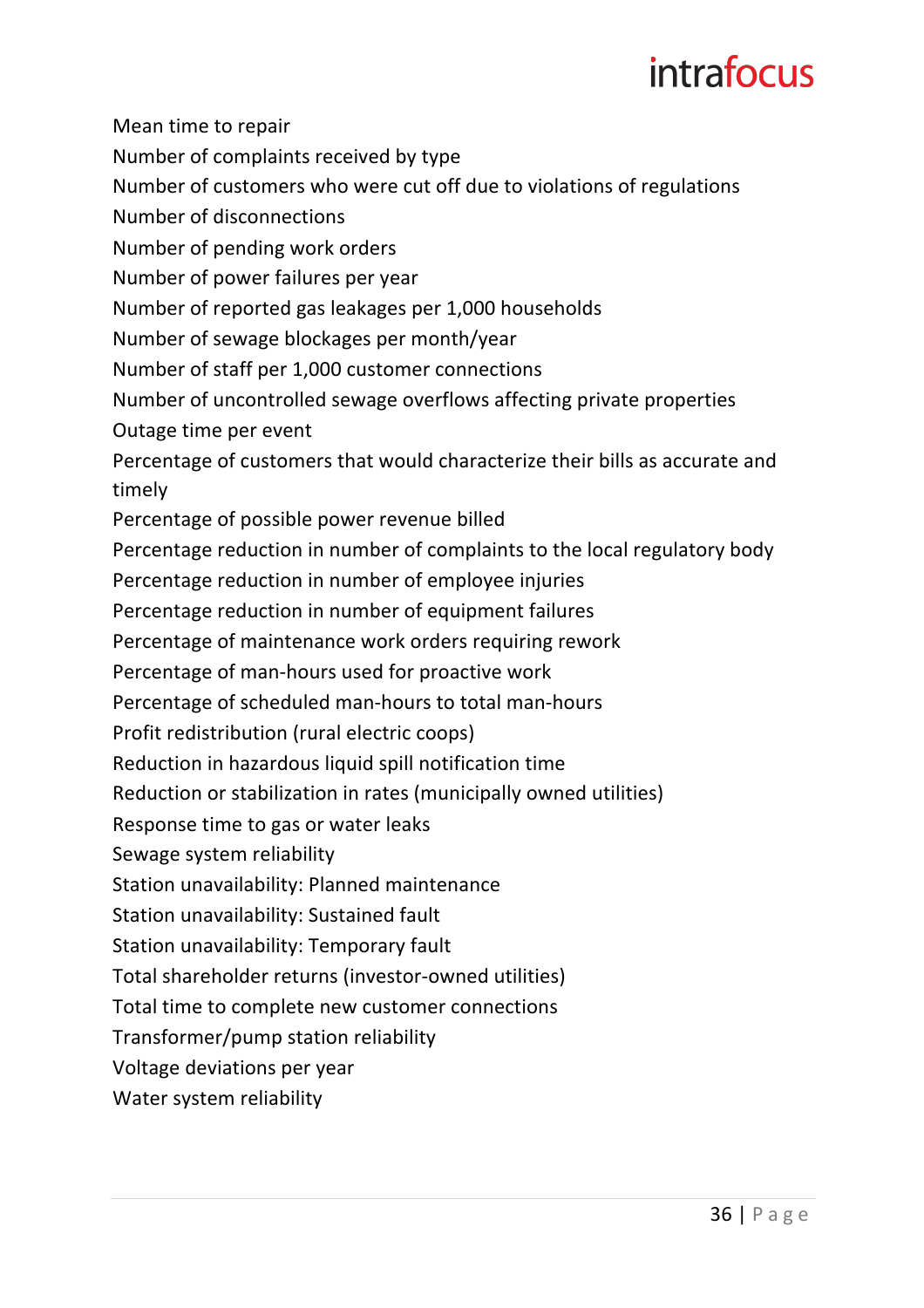Mean time to repair

Number of complaints received by type

Number of customers who were cut off due to violations of regulations

Number of disconnections

Number of pending work orders

Number of power failures per year

Number of reported gas leakages per 1,000 households

Number of sewage blockages per month/year

Number of staff per 1,000 customer connections

Number of uncontrolled sewage overflows affecting private properties

Outage time per event

Percentage of customers that would characterize their bills as accurate and timely

Percentage of possible power revenue billed

Percentage reduction in number of complaints to the local regulatory body

Percentage reduction in number of employee injuries

Percentage reduction in number of equipment failures

Percentage of maintenance work orders requiring rework

Percentage of man-hours used for proactive work

Percentage of scheduled man-hours to total man-hours

Profit redistribution (rural electric coops)

Reduction in hazardous liquid spill notification time

Reduction or stabilization in rates (municipally owned utilities)

Response time to gas or water leaks

Sewage system reliability

Station unavailability: Planned maintenance

Station unavailability: Sustained fault

Station unavailability: Temporary fault

Total shareholder returns (investor-owned utilities)

Total time to complete new customer connections

Transformer/pump station reliability

Voltage deviations per year

Water system reliability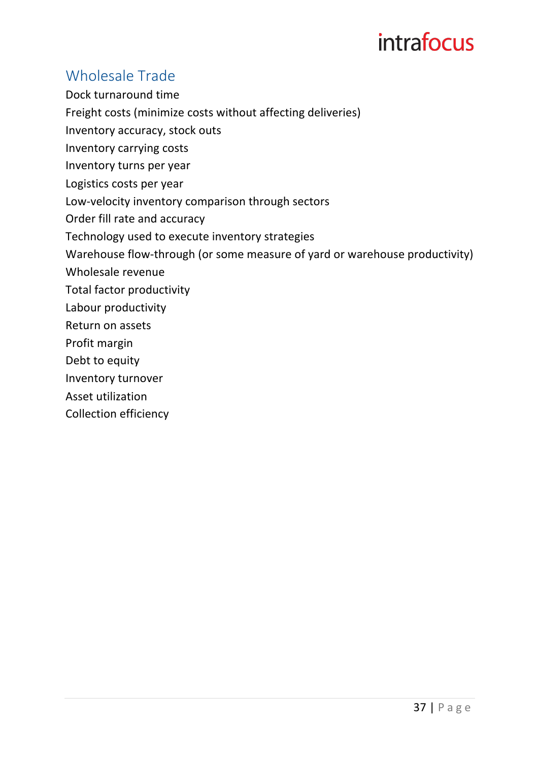## Wholesale Trade

Dock turnaround time
Freight costs (minimize costs without affecting deliveries)
Inventory accuracy, stock outs
Inventory carrying costs
Inventory turns per year
Logistics costs per year
Low-velocity inventory comparison through sectors
Order fill rate and accuracy
Technology used to execute inventory strategies
Warehouse flow-through (or some measure of yard or warehouse productivity)
Wholesale revenue
Total factor productivity
Labour productivity
Return on assets
Profit margin
Debt to equity
Inventory turnover
Asset utilization
Collection efficiency